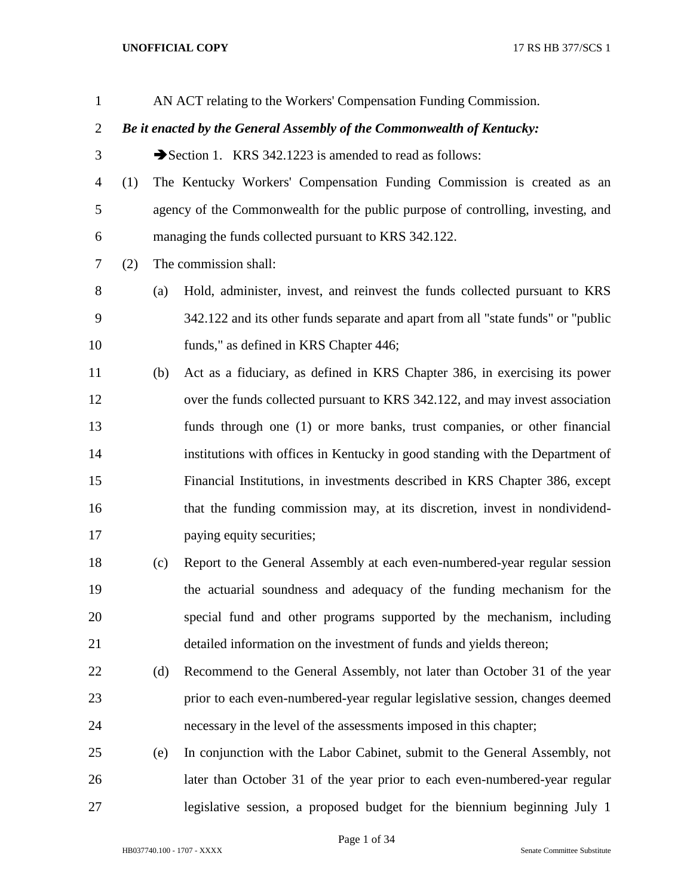AN ACT relating to the Workers' Compensation Funding Commission.

***Be it enacted by the General Assembly of the Commonwealth of Kentucky:***

➔Section 1. KRS 342.1223 is amended to read as follows:

(1) The Kentucky Workers' Compensation Funding Commission is created as an agency of the Commonwealth for the public purpose of controlling, investing, and managing the funds collected pursuant to KRS 342.122.

(2) The commission shall:

(a) Hold, administer, invest, and reinvest the funds collected pursuant to KRS 342.122 and its other funds separate and apart from all "state funds" or "public funds," as defined in KRS Chapter 446;

(b) Act as a fiduciary, as defined in KRS Chapter 386, in exercising its power over the funds collected pursuant to KRS 342.122, and may invest association funds through one (1) or more banks, trust companies, or other financial institutions with offices in Kentucky in good standing with the Department of Financial Institutions, in investments described in KRS Chapter 386, except that the funding commission may, at its discretion, invest in nondividend-paying equity securities;

(c) Report to the General Assembly at each even-numbered-year regular session the actuarial soundness and adequacy of the funding mechanism for the special fund and other programs supported by the mechanism, including detailed information on the investment of funds and yields thereon;

(d) Recommend to the General Assembly, not later than October 31 of the year prior to each even-numbered-year regular legislative session, changes deemed necessary in the level of the assessments imposed in this chapter;

(e) In conjunction with the Labor Cabinet, submit to the General Assembly, not later than October 31 of the year prior to each even-numbered-year regular legislative session, a proposed budget for the biennium beginning July 1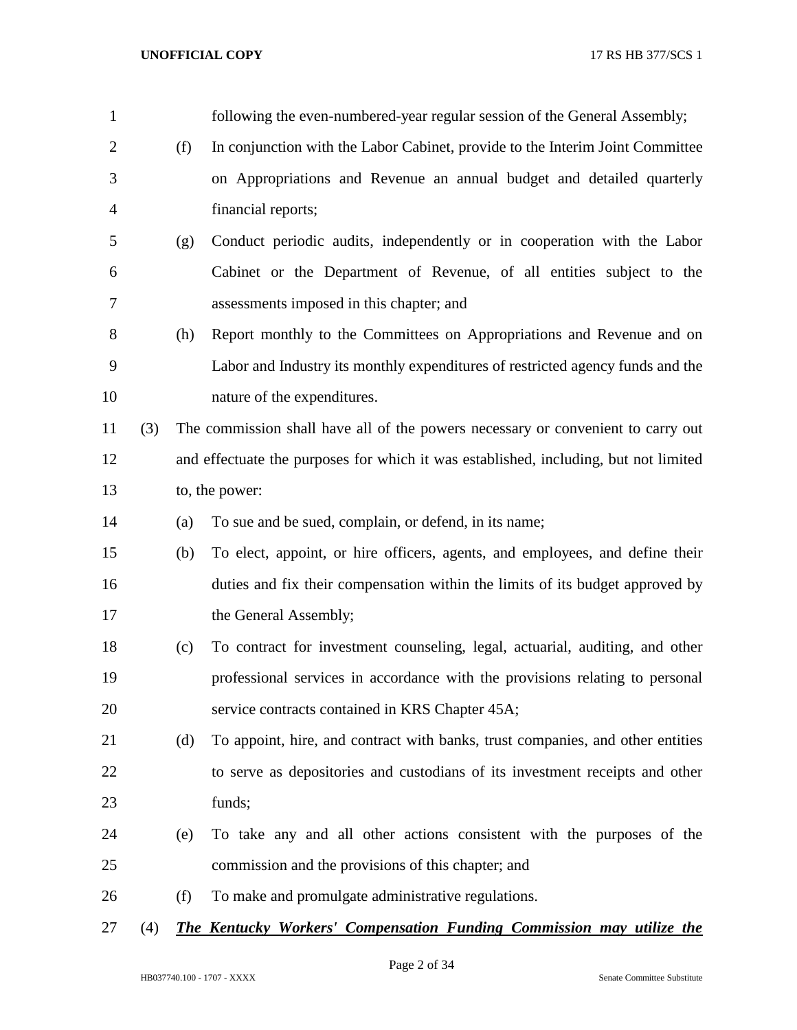following the even-numbered-year regular session of the General Assembly;

(f) In conjunction with the Labor Cabinet, provide to the Interim Joint Committee on Appropriations and Revenue an annual budget and detailed quarterly financial reports;

(g) Conduct periodic audits, independently or in cooperation with the Labor Cabinet or the Department of Revenue, of all entities subject to the assessments imposed in this chapter; and

(h) Report monthly to the Committees on Appropriations and Revenue and on Labor and Industry its monthly expenditures of restricted agency funds and the nature of the expenditures.

(3) The commission shall have all of the powers necessary or convenient to carry out and effectuate the purposes for which it was established, including, but not limited to, the power:

(a) To sue and be sued, complain, or defend, in its name;

(b) To elect, appoint, or hire officers, agents, and employees, and define their duties and fix their compensation within the limits of its budget approved by the General Assembly;

(c) To contract for investment counseling, legal, actuarial, auditing, and other professional services in accordance with the provisions relating to personal service contracts contained in KRS Chapter 45A;

(d) To appoint, hire, and contract with banks, trust companies, and other entities to serve as depositories and custodians of its investment receipts and other funds;

(e) To take any and all other actions consistent with the purposes of the commission and the provisions of this chapter; and

(f) To make and promulgate administrative regulations.

(4) ***The Kentucky Workers' Compensation Funding Commission may utilize the***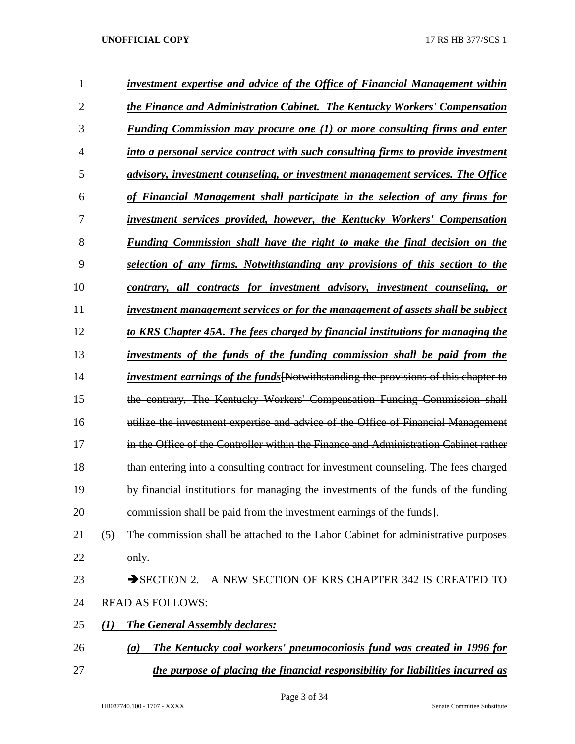***investment expertise and advice of the Office of Financial Management within the Finance and Administration Cabinet. The Kentucky Workers' Compensation Funding Commission may procure one (1) or more consulting firms and enter into a personal service contract with such consulting firms to provide investment advisory, investment counseling, or investment management services. The Office of Financial Management shall participate in the selection of any firms for investment services provided, however, the Kentucky Workers' Compensation Funding Commission shall have the right to make the final decision on the selection of any firms. Notwithstanding any provisions of this section to the contrary, all contracts for investment advisory, investment counseling, or investment management services or for the management of assets shall be subject to KRS Chapter 45A. The fees charged by financial institutions for managing the investments of the funds of the funding commission shall be paid from the investment earnings of the funds***[~~Notwithstanding the provisions of this chapter to the contrary, The Kentucky Workers' Compensation Funding Commission shall utilize the investment expertise and advice of the Office of Financial Management in the Office of the Controller within the Finance and Administration Cabinet rather than entering into a consulting contract for investment counseling. The fees charged by financial institutions for managing the investments of the funds of the funding commission shall be paid from the investment earnings of the funds~~].

(5) The commission shall be attached to the Labor Cabinet for administrative purposes only.

➔SECTION 2. A NEW SECTION OF KRS CHAPTER 342 IS CREATED TO READ AS FOLLOWS:

***(1) The General Assembly declares:***

***(a) The Kentucky coal workers' pneumoconiosis fund was created in 1996 for the purpose of placing the financial responsibility for liabilities incurred as***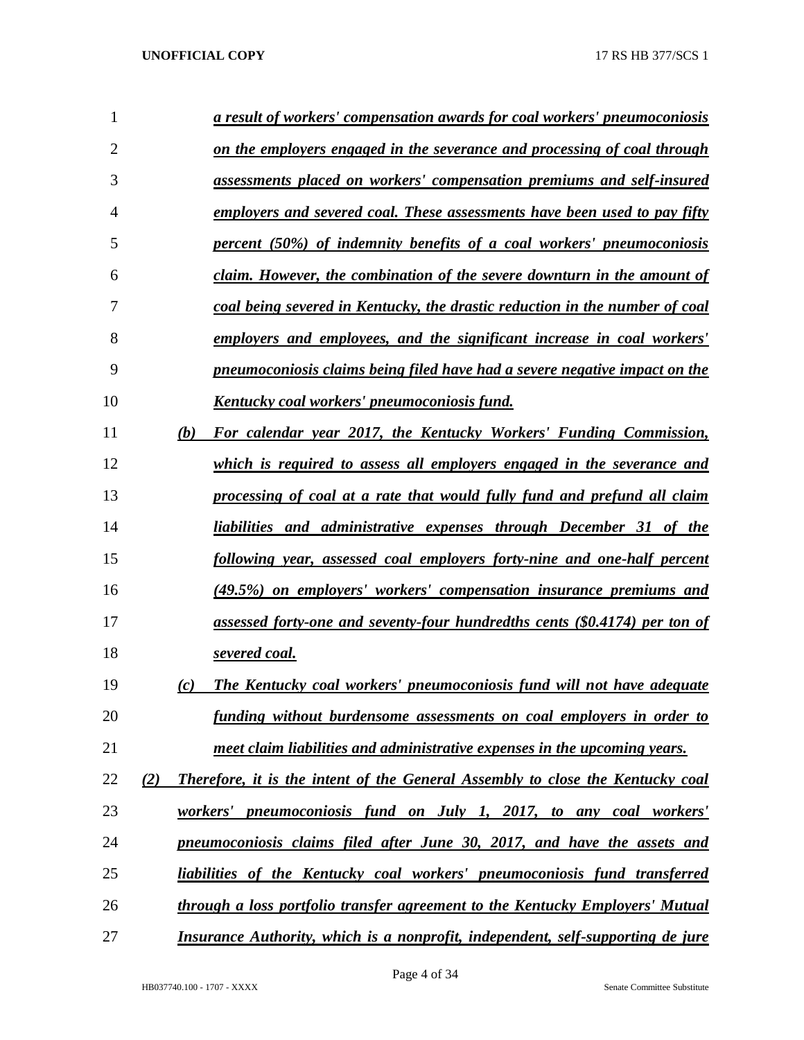*a result of workers' compensation awards for coal workers' pneumoconiosis on the employers engaged in the severance and processing of coal through assessments placed on workers' compensation premiums and self-insured employers and severed coal. These assessments have been used to pay fifty percent (50%) of indemnity benefits of a coal workers' pneumoconiosis claim. However, the combination of the severe downturn in the amount of coal being severed in Kentucky, the drastic reduction in the number of coal employers and employees, and the significant increase in coal workers' pneumoconiosis claims being filed have had a severe negative impact on the Kentucky coal workers' pneumoconiosis fund.*

*(b) For calendar year 2017, the Kentucky Workers' Funding Commission, which is required to assess all employers engaged in the severance and processing of coal at a rate that would fully fund and prefund all claim liabilities and administrative expenses through December 31 of the following year, assessed coal employers forty-nine and one-half percent (49.5%) on employers' workers' compensation insurance premiums and assessed forty-one and seventy-four hundredths cents ($0.4174) per ton of severed coal.*

*(c) The Kentucky coal workers' pneumoconiosis fund will not have adequate funding without burdensome assessments on coal employers in order to meet claim liabilities and administrative expenses in the upcoming years.*

*(2) Therefore, it is the intent of the General Assembly to close the Kentucky coal workers' pneumoconiosis fund on July 1, 2017, to any coal workers' pneumoconiosis claims filed after June 30, 2017, and have the assets and liabilities of the Kentucky coal workers' pneumoconiosis fund transferred through a loss portfolio transfer agreement to the Kentucky Employers' Mutual Insurance Authority, which is a nonprofit, independent, self-supporting de jure*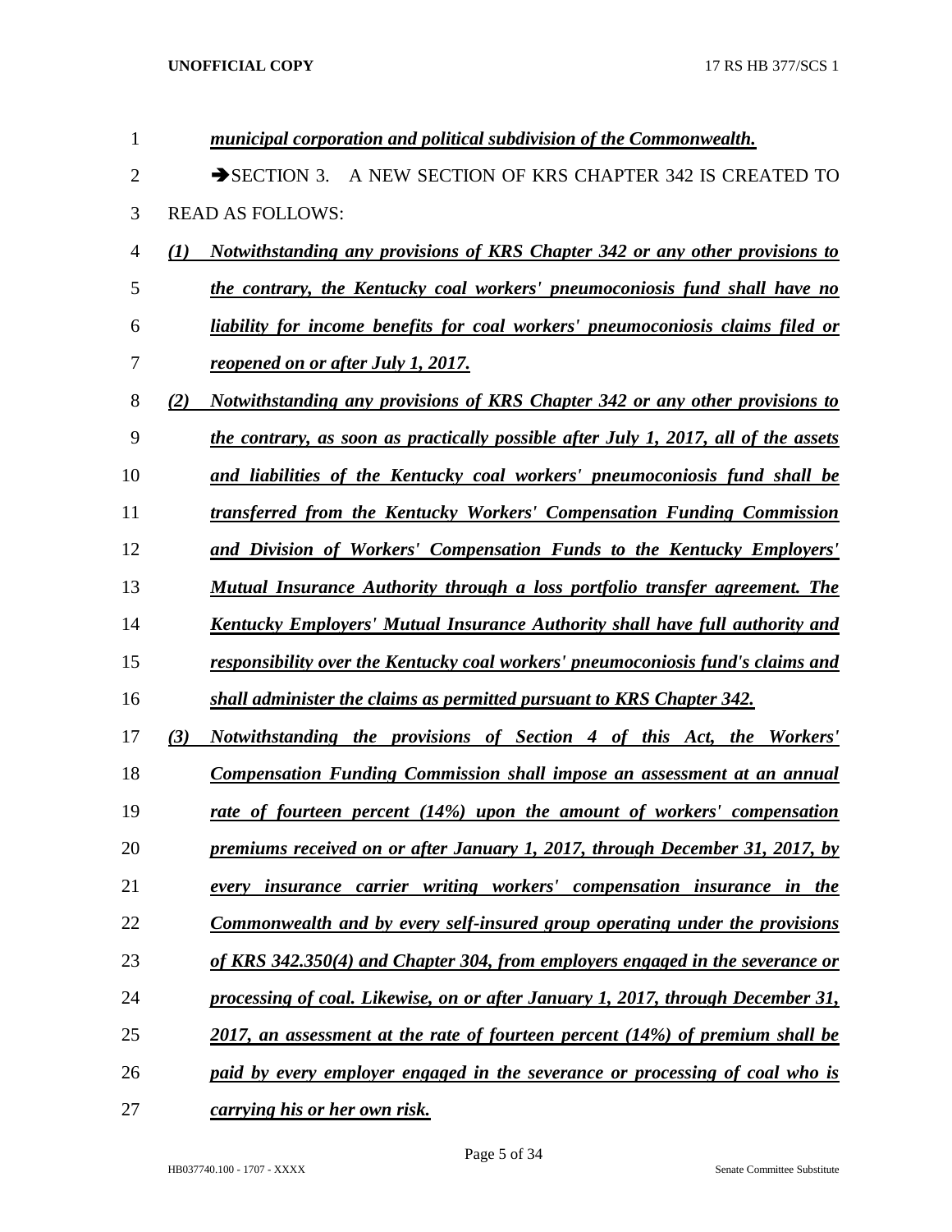*municipal corporation and political subdivision of the Commonwealth.*

➔SECTION 3. A NEW SECTION OF KRS CHAPTER 342 IS CREATED TO READ AS FOLLOWS:

*(1) Notwithstanding any provisions of KRS Chapter 342 or any other provisions to the contrary, the Kentucky coal workers' pneumoconiosis fund shall have no liability for income benefits for coal workers' pneumoconiosis claims filed or reopened on or after July 1, 2017.*

*(2) Notwithstanding any provisions of KRS Chapter 342 or any other provisions to the contrary, as soon as practically possible after July 1, 2017, all of the assets and liabilities of the Kentucky coal workers' pneumoconiosis fund shall be transferred from the Kentucky Workers' Compensation Funding Commission and Division of Workers' Compensation Funds to the Kentucky Employers' Mutual Insurance Authority through a loss portfolio transfer agreement. The Kentucky Employers' Mutual Insurance Authority shall have full authority and responsibility over the Kentucky coal workers' pneumoconiosis fund's claims and shall administer the claims as permitted pursuant to KRS Chapter 342.*

*(3) Notwithstanding the provisions of Section 4 of this Act, the Workers' Compensation Funding Commission shall impose an assessment at an annual rate of fourteen percent (14%) upon the amount of workers' compensation premiums received on or after January 1, 2017, through December 31, 2017, by every insurance carrier writing workers' compensation insurance in the Commonwealth and by every self-insured group operating under the provisions of KRS 342.350(4) and Chapter 304, from employers engaged in the severance or processing of coal. Likewise, on or after January 1, 2017, through December 31, 2017, an assessment at the rate of fourteen percent (14%) of premium shall be paid by every employer engaged in the severance or processing of coal who is carrying his or her own risk.*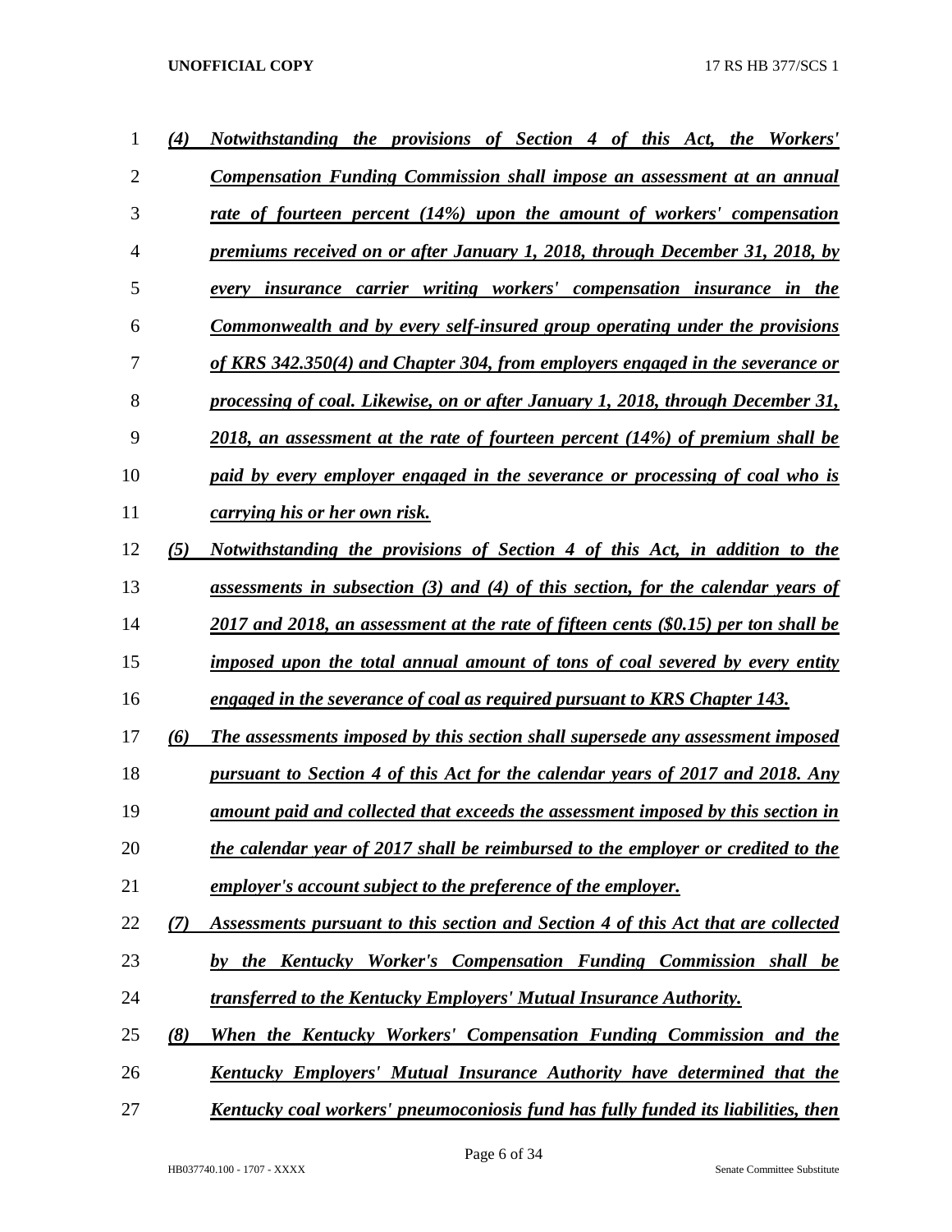*(4)* ***Notwithstanding the provisions of Section 4 of this Act, the Workers' Compensation Funding Commission shall impose an assessment at an annual rate of fourteen percent (14%) upon the amount of workers' compensation premiums received on or after January 1, 2018, through December 31, 2018, by every insurance carrier writing workers' compensation insurance in the Commonwealth and by every self-insured group operating under the provisions of KRS 342.350(4) and Chapter 304, from employers engaged in the severance or processing of coal. Likewise, on or after January 1, 2018, through December 31, 2018, an assessment at the rate of fourteen percent (14%) of premium shall be paid by every employer engaged in the severance or processing of coal who is carrying his or her own risk.***

*(5)* ***Notwithstanding the provisions of Section 4 of this Act, in addition to the assessments in subsection (3) and (4) of this section, for the calendar years of 2017 and 2018, an assessment at the rate of fifteen cents ($0.15) per ton shall be imposed upon the total annual amount of tons of coal severed by every entity engaged in the severance of coal as required pursuant to KRS Chapter 143.***

*(6)* ***The assessments imposed by this section shall supersede any assessment imposed pursuant to Section 4 of this Act for the calendar years of 2017 and 2018. Any amount paid and collected that exceeds the assessment imposed by this section in the calendar year of 2017 shall be reimbursed to the employer or credited to the employer's account subject to the preference of the employer.***

*(7)* ***Assessments pursuant to this section and Section 4 of this Act that are collected by the Kentucky Worker's Compensation Funding Commission shall be transferred to the Kentucky Employers' Mutual Insurance Authority.***

*(8)* ***When the Kentucky Workers' Compensation Funding Commission and the Kentucky Employers' Mutual Insurance Authority have determined that the Kentucky coal workers' pneumoconiosis fund has fully funded its liabilities, then***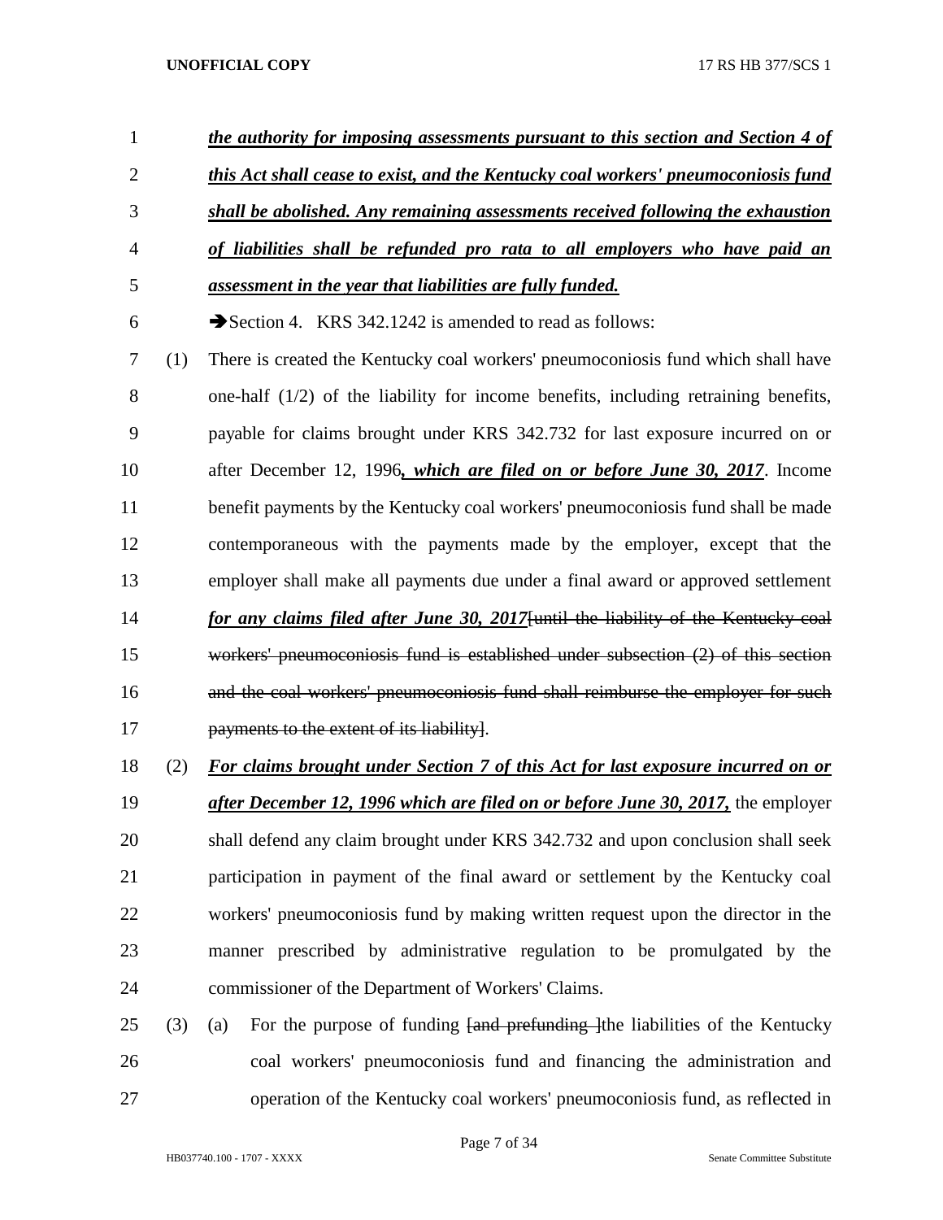***the authority for imposing assessments pursuant to this section and Section 4 of this Act shall cease to exist, and the Kentucky coal workers' pneumoconiosis fund shall be abolished. Any remaining assessments received following the exhaustion of liabilities shall be refunded pro rata to all employers who have paid an assessment in the year that liabilities are fully funded.***

➔Section 4. KRS 342.1242 is amended to read as follows:

(1) There is created the Kentucky coal workers' pneumoconiosis fund which shall have one-half (1/2) of the liability for income benefits, including retraining benefits, payable for claims brought under KRS 342.732 for last exposure incurred on or after December 12, 1996***, which are filed on or before June 30, 2017***. Income benefit payments by the Kentucky coal workers' pneumoconiosis fund shall be made contemporaneous with the payments made by the employer, except that the employer shall make all payments due under a final award or approved settlement ***for any claims filed after June 30, 2017***~~[until the liability of the Kentucky coal workers' pneumoconiosis fund is established under subsection (2) of this section and the coal workers' pneumoconiosis fund shall reimburse the employer for such payments to the extent of its liability]~~.

(2) ***For claims brought under Section 7 of this Act for last exposure incurred on or after December 12, 1996 which are filed on or before June 30, 2017,*** the employer shall defend any claim brought under KRS 342.732 and upon conclusion shall seek participation in payment of the final award or settlement by the Kentucky coal workers' pneumoconiosis fund by making written request upon the director in the manner prescribed by administrative regulation to be promulgated by the commissioner of the Department of Workers' Claims.

(3) (a) For the purpose of funding ~~[and prefunding ]~~the liabilities of the Kentucky coal workers' pneumoconiosis fund and financing the administration and operation of the Kentucky coal workers' pneumoconiosis fund, as reflected in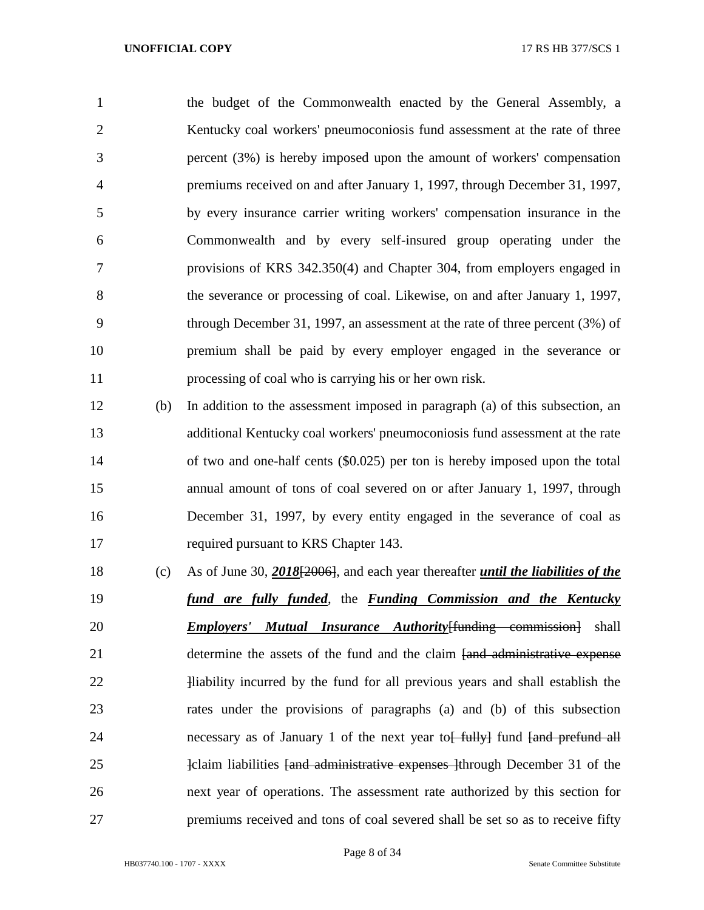the budget of the Commonwealth enacted by the General Assembly, a Kentucky coal workers' pneumoconiosis fund assessment at the rate of three percent (3%) is hereby imposed upon the amount of workers' compensation premiums received on and after January 1, 1997, through December 31, 1997, by every insurance carrier writing workers' compensation insurance in the Commonwealth and by every self-insured group operating under the provisions of KRS 342.350(4) and Chapter 304, from employers engaged in the severance or processing of coal. Likewise, on and after January 1, 1997, through December 31, 1997, an assessment at the rate of three percent (3%) of premium shall be paid by every employer engaged in the severance or processing of coal who is carrying his or her own risk.

(b) In addition to the assessment imposed in paragraph (a) of this subsection, an additional Kentucky coal workers' pneumoconiosis fund assessment at the rate of two and one-half cents ($0.025) per ton is hereby imposed upon the total annual amount of tons of coal severed on or after January 1, 1997, through December 31, 1997, by every entity engaged in the severance of coal as required pursuant to KRS Chapter 143.

(c) As of June 30, ***2018***~~[2006]~~, and each year thereafter ***until the liabilities of the fund are fully funded***, the ***Funding Commission and the Kentucky Employers' Mutual Insurance Authority***~~[funding commission]~~ shall determine the assets of the fund and the claim ~~[and administrative expense ]~~liability incurred by the fund for all previous years and shall establish the rates under the provisions of paragraphs (a) and (b) of this subsection necessary as of January 1 of the next year to~~[ fully]~~ fund ~~[and prefund all ]~~claim liabilities ~~[and administrative expenses ]~~through December 31 of the next year of operations. The assessment rate authorized by this section for premiums received and tons of coal severed shall be set so as to receive fifty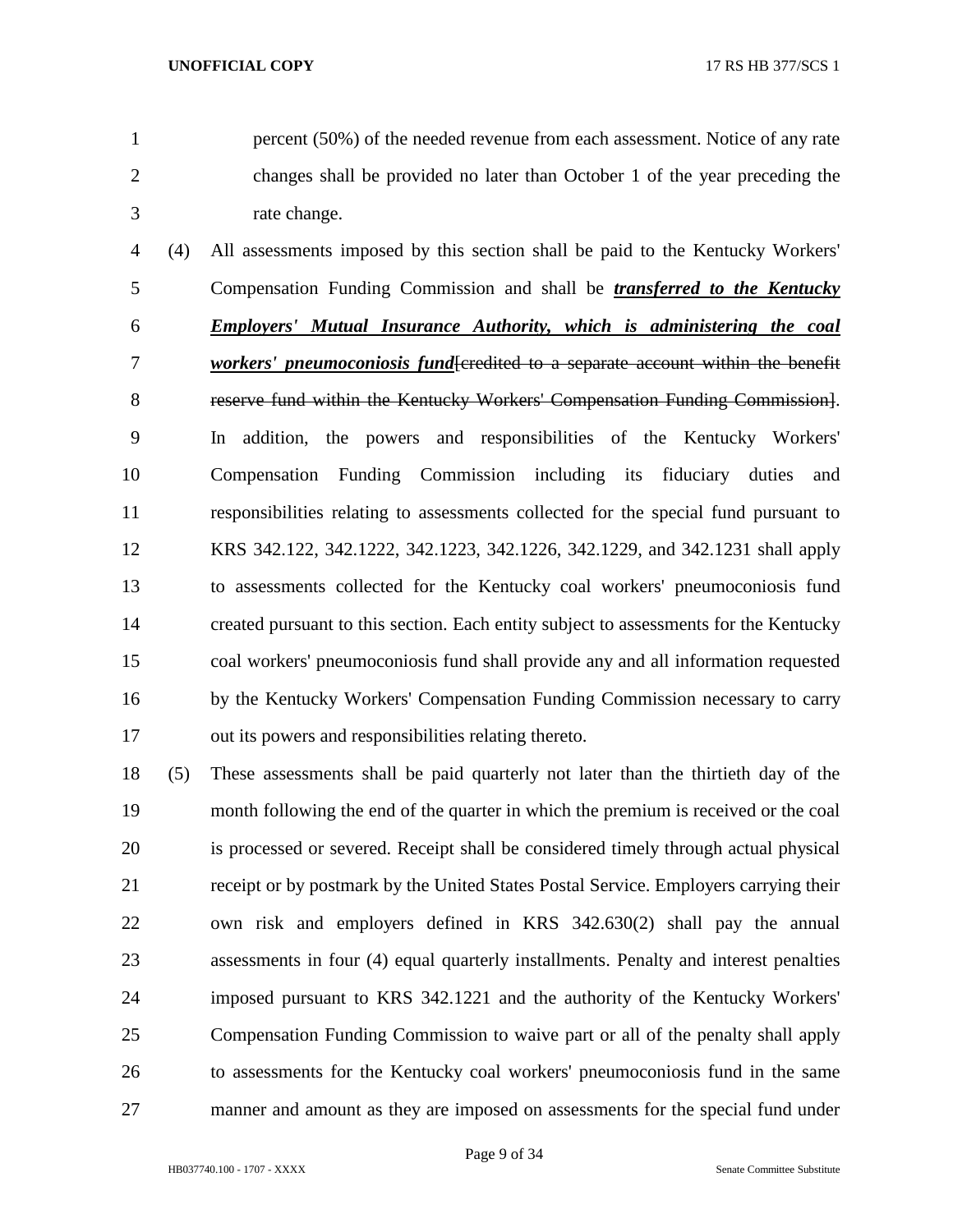percent (50%) of the needed revenue from each assessment. Notice of any rate changes shall be provided no later than October 1 of the year preceding the rate change.

(4) All assessments imposed by this section shall be paid to the Kentucky Workers' Compensation Funding Commission and shall be ***transferred to the Kentucky Employers' Mutual Insurance Authority, which is administering the coal workers' pneumoconiosis fund***[~~credited to a separate account within the benefit reserve fund within the Kentucky Workers' Compensation Funding Commission~~]. In addition, the powers and responsibilities of the Kentucky Workers' Compensation Funding Commission including its fiduciary duties and responsibilities relating to assessments collected for the special fund pursuant to KRS 342.122, 342.1222, 342.1223, 342.1226, 342.1229, and 342.1231 shall apply to assessments collected for the Kentucky coal workers' pneumoconiosis fund created pursuant to this section. Each entity subject to assessments for the Kentucky coal workers' pneumoconiosis fund shall provide any and all information requested by the Kentucky Workers' Compensation Funding Commission necessary to carry out its powers and responsibilities relating thereto.

(5) These assessments shall be paid quarterly not later than the thirtieth day of the month following the end of the quarter in which the premium is received or the coal is processed or severed. Receipt shall be considered timely through actual physical receipt or by postmark by the United States Postal Service. Employers carrying their own risk and employers defined in KRS 342.630(2) shall pay the annual assessments in four (4) equal quarterly installments. Penalty and interest penalties imposed pursuant to KRS 342.1221 and the authority of the Kentucky Workers' Compensation Funding Commission to waive part or all of the penalty shall apply to assessments for the Kentucky coal workers' pneumoconiosis fund in the same manner and amount as they are imposed on assessments for the special fund under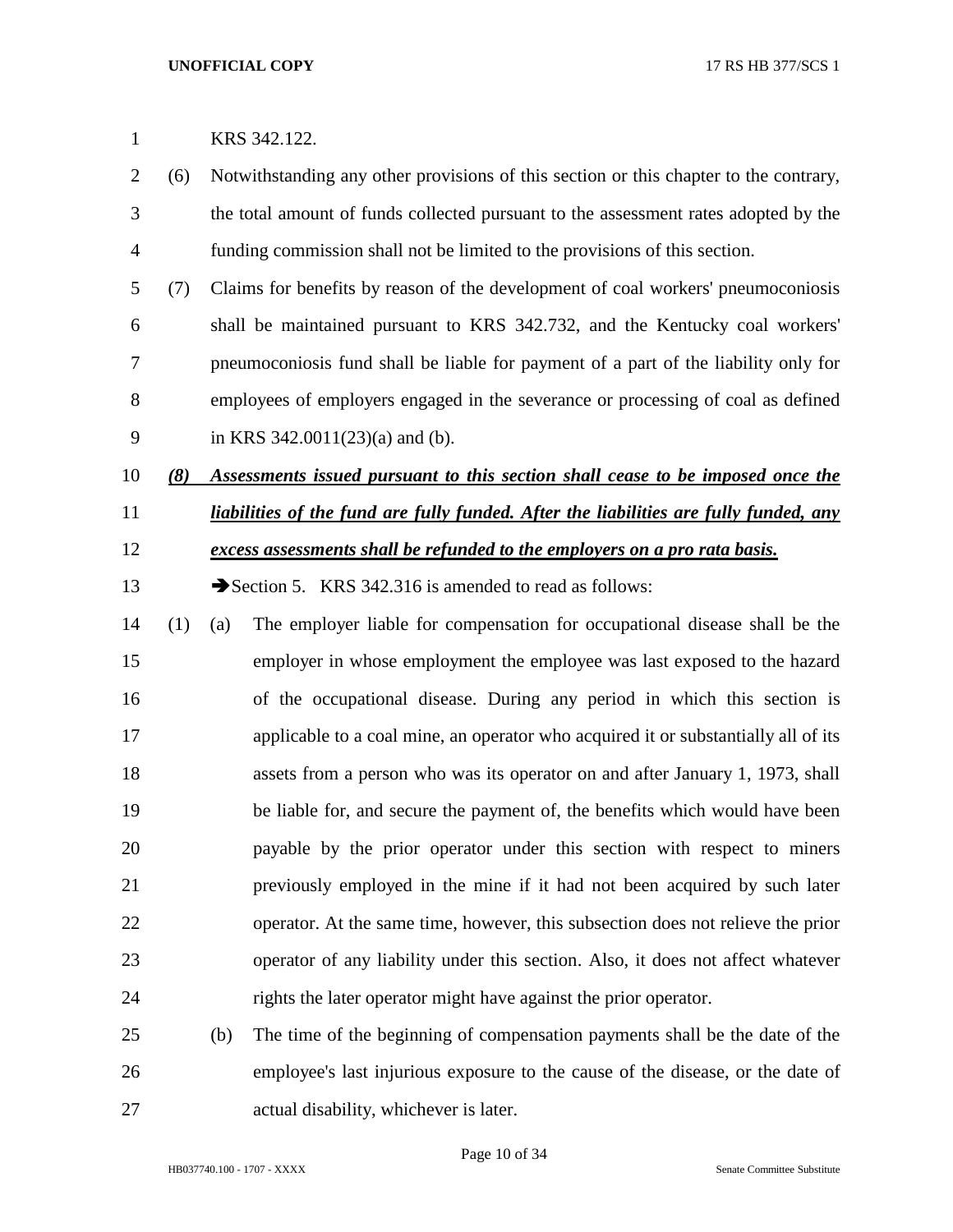KRS 342.122.

(6) Notwithstanding any other provisions of this section or this chapter to the contrary, the total amount of funds collected pursuant to the assessment rates adopted by the funding commission shall not be limited to the provisions of this section.

(7) Claims for benefits by reason of the development of coal workers' pneumoconiosis shall be maintained pursuant to KRS 342.732, and the Kentucky coal workers' pneumoconiosis fund shall be liable for payment of a part of the liability only for employees of employers engaged in the severance or processing of coal as defined in KRS 342.0011(23)(a) and (b).

***(8) Assessments issued pursuant to this section shall cease to be imposed once the liabilities of the fund are fully funded. After the liabilities are fully funded, any excess assessments shall be refunded to the employers on a pro rata basis.***

➔Section 5. KRS 342.316 is amended to read as follows:

(1) (a) The employer liable for compensation for occupational disease shall be the employer in whose employment the employee was last exposed to the hazard of the occupational disease. During any period in which this section is applicable to a coal mine, an operator who acquired it or substantially all of its assets from a person who was its operator on and after January 1, 1973, shall be liable for, and secure the payment of, the benefits which would have been payable by the prior operator under this section with respect to miners previously employed in the mine if it had not been acquired by such later operator. At the same time, however, this subsection does not relieve the prior operator of any liability under this section. Also, it does not affect whatever rights the later operator might have against the prior operator.

(b) The time of the beginning of compensation payments shall be the date of the employee's last injurious exposure to the cause of the disease, or the date of actual disability, whichever is later.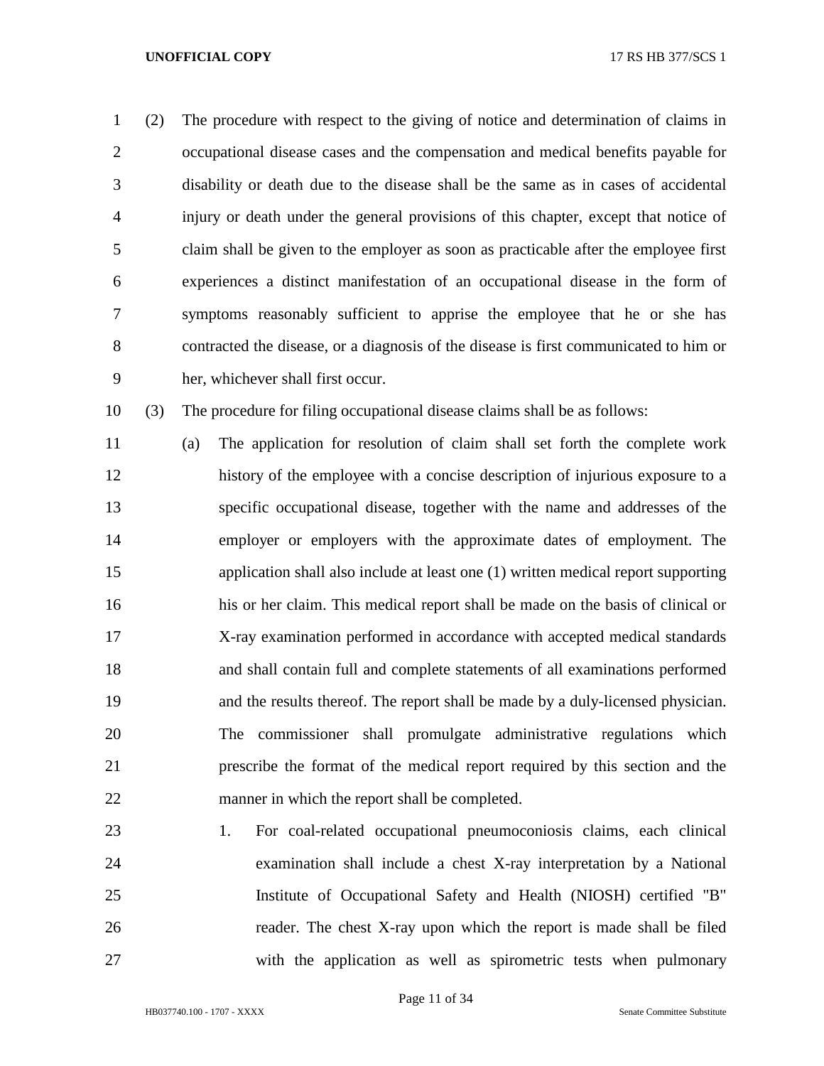(2) The procedure with respect to the giving of notice and determination of claims in occupational disease cases and the compensation and medical benefits payable for disability or death due to the disease shall be the same as in cases of accidental injury or death under the general provisions of this chapter, except that notice of claim shall be given to the employer as soon as practicable after the employee first experiences a distinct manifestation of an occupational disease in the form of symptoms reasonably sufficient to apprise the employee that he or she has contracted the disease, or a diagnosis of the disease is first communicated to him or her, whichever shall first occur.

(3) The procedure for filing occupational disease claims shall be as follows:

(a) The application for resolution of claim shall set forth the complete work history of the employee with a concise description of injurious exposure to a specific occupational disease, together with the name and addresses of the employer or employers with the approximate dates of employment. The application shall also include at least one (1) written medical report supporting his or her claim. This medical report shall be made on the basis of clinical or X-ray examination performed in accordance with accepted medical standards and shall contain full and complete statements of all examinations performed and the results thereof. The report shall be made by a duly-licensed physician. The commissioner shall promulgate administrative regulations which prescribe the format of the medical report required by this section and the manner in which the report shall be completed.

1. For coal-related occupational pneumoconiosis claims, each clinical examination shall include a chest X-ray interpretation by a National Institute of Occupational Safety and Health (NIOSH) certified "B" reader. The chest X-ray upon which the report is made shall be filed with the application as well as spirometric tests when pulmonary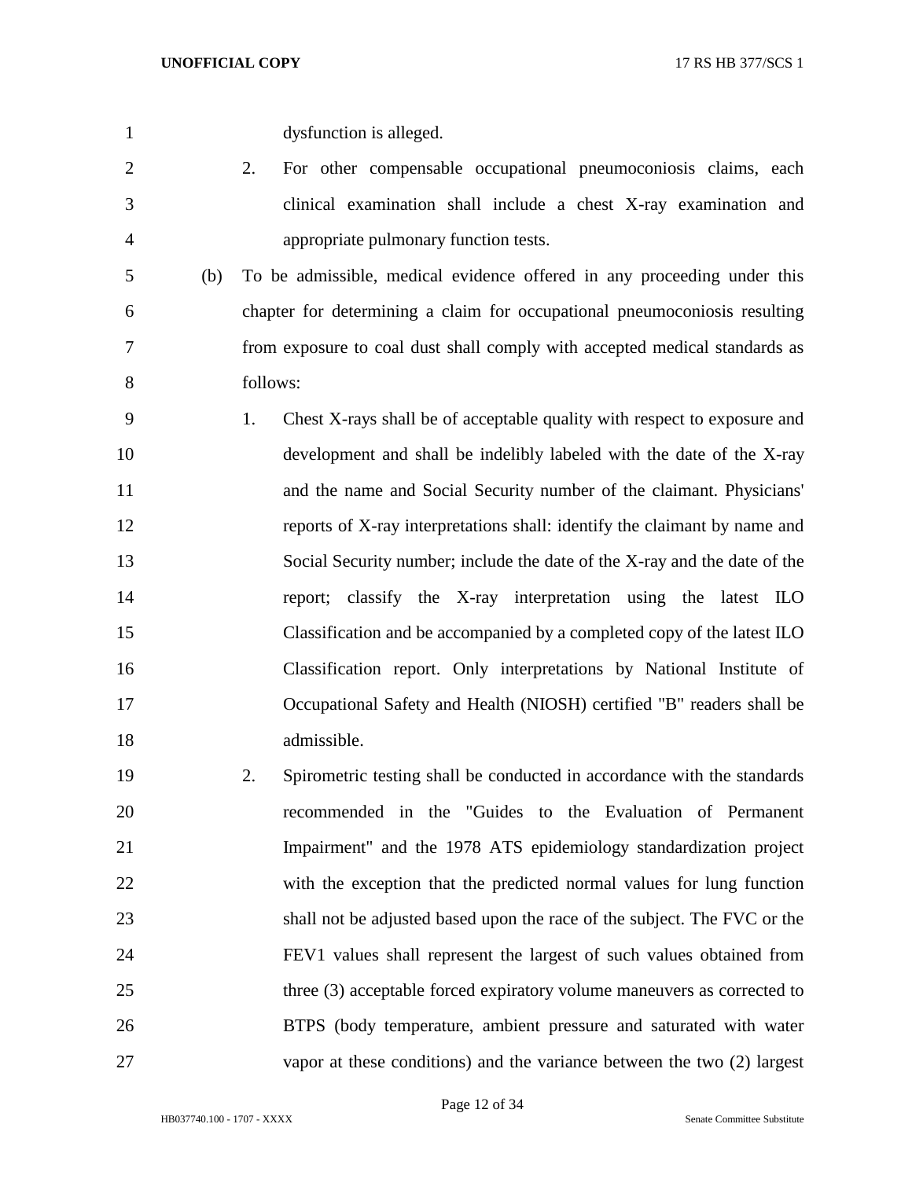dysfunction is alleged.

2. For other compensable occupational pneumoconiosis claims, each clinical examination shall include a chest X-ray examination and appropriate pulmonary function tests.

(b) To be admissible, medical evidence offered in any proceeding under this chapter for determining a claim for occupational pneumoconiosis resulting from exposure to coal dust shall comply with accepted medical standards as follows:

1. Chest X-rays shall be of acceptable quality with respect to exposure and development and shall be indelibly labeled with the date of the X-ray and the name and Social Security number of the claimant. Physicians' reports of X-ray interpretations shall: identify the claimant by name and Social Security number; include the date of the X-ray and the date of the report; classify the X-ray interpretation using the latest ILO Classification and be accompanied by a completed copy of the latest ILO Classification report. Only interpretations by National Institute of Occupational Safety and Health (NIOSH) certified "B" readers shall be admissible.

2. Spirometric testing shall be conducted in accordance with the standards recommended in the "Guides to the Evaluation of Permanent Impairment" and the 1978 ATS epidemiology standardization project with the exception that the predicted normal values for lung function shall not be adjusted based upon the race of the subject. The FVC or the FEV1 values shall represent the largest of such values obtained from three (3) acceptable forced expiratory volume maneuvers as corrected to BTPS (body temperature, ambient pressure and saturated with water vapor at these conditions) and the variance between the two (2) largest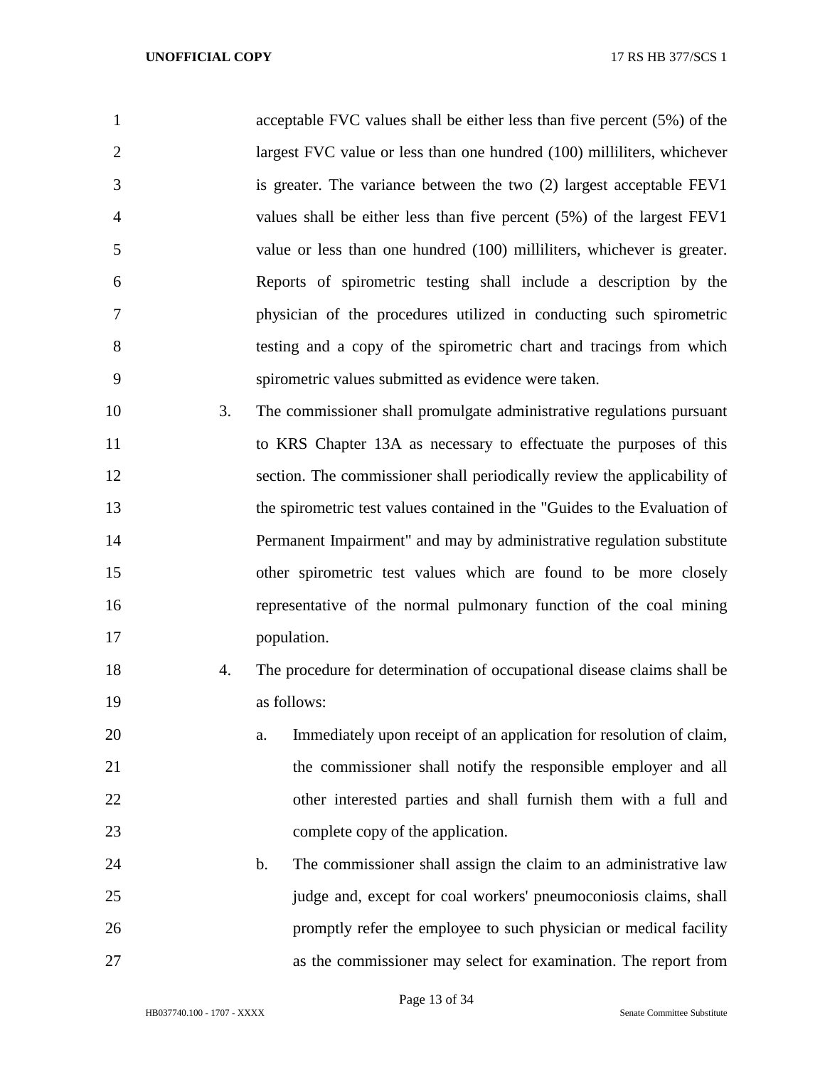acceptable FVC values shall be either less than five percent (5%) of the largest FVC value or less than one hundred (100) milliliters, whichever is greater. The variance between the two (2) largest acceptable FEV1 values shall be either less than five percent (5%) of the largest FEV1 value or less than one hundred (100) milliliters, whichever is greater. Reports of spirometric testing shall include a description by the physician of the procedures utilized in conducting such spirometric testing and a copy of the spirometric chart and tracings from which spirometric values submitted as evidence were taken.

3. The commissioner shall promulgate administrative regulations pursuant to KRS Chapter 13A as necessary to effectuate the purposes of this section. The commissioner shall periodically review the applicability of the spirometric test values contained in the "Guides to the Evaluation of Permanent Impairment" and may by administrative regulation substitute other spirometric test values which are found to be more closely representative of the normal pulmonary function of the coal mining population.

4. The procedure for determination of occupational disease claims shall be as follows:

   a. Immediately upon receipt of an application for resolution of claim, the commissioner shall notify the responsible employer and all other interested parties and shall furnish them with a full and complete copy of the application.

   b. The commissioner shall assign the claim to an administrative law judge and, except for coal workers' pneumoconiosis claims, shall promptly refer the employee to such physician or medical facility as the commissioner may select for examination. The report from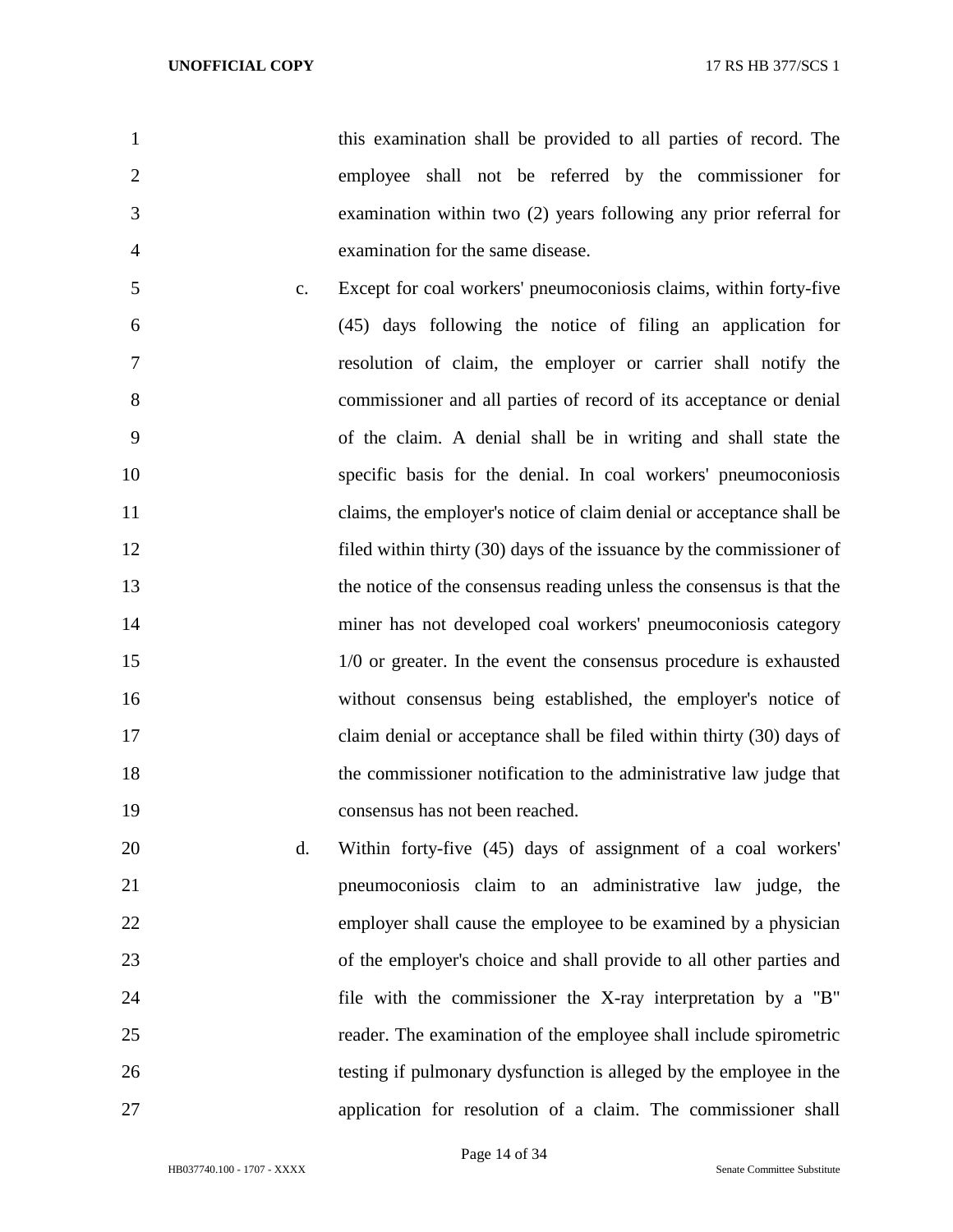this examination shall be provided to all parties of record. The employee shall not be referred by the commissioner for examination within two (2) years following any prior referral for examination for the same disease.

c. Except for coal workers' pneumoconiosis claims, within forty-five (45) days following the notice of filing an application for resolution of claim, the employer or carrier shall notify the commissioner and all parties of record of its acceptance or denial of the claim. A denial shall be in writing and shall state the specific basis for the denial. In coal workers' pneumoconiosis claims, the employer's notice of claim denial or acceptance shall be filed within thirty (30) days of the issuance by the commissioner of the notice of the consensus reading unless the consensus is that the miner has not developed coal workers' pneumoconiosis category 1/0 or greater. In the event the consensus procedure is exhausted without consensus being established, the employer's notice of claim denial or acceptance shall be filed within thirty (30) days of the commissioner notification to the administrative law judge that consensus has not been reached.

d. Within forty-five (45) days of assignment of a coal workers' pneumoconiosis claim to an administrative law judge, the employer shall cause the employee to be examined by a physician of the employer's choice and shall provide to all other parties and file with the commissioner the X-ray interpretation by a "B" reader. The examination of the employee shall include spirometric testing if pulmonary dysfunction is alleged by the employee in the application for resolution of a claim. The commissioner shall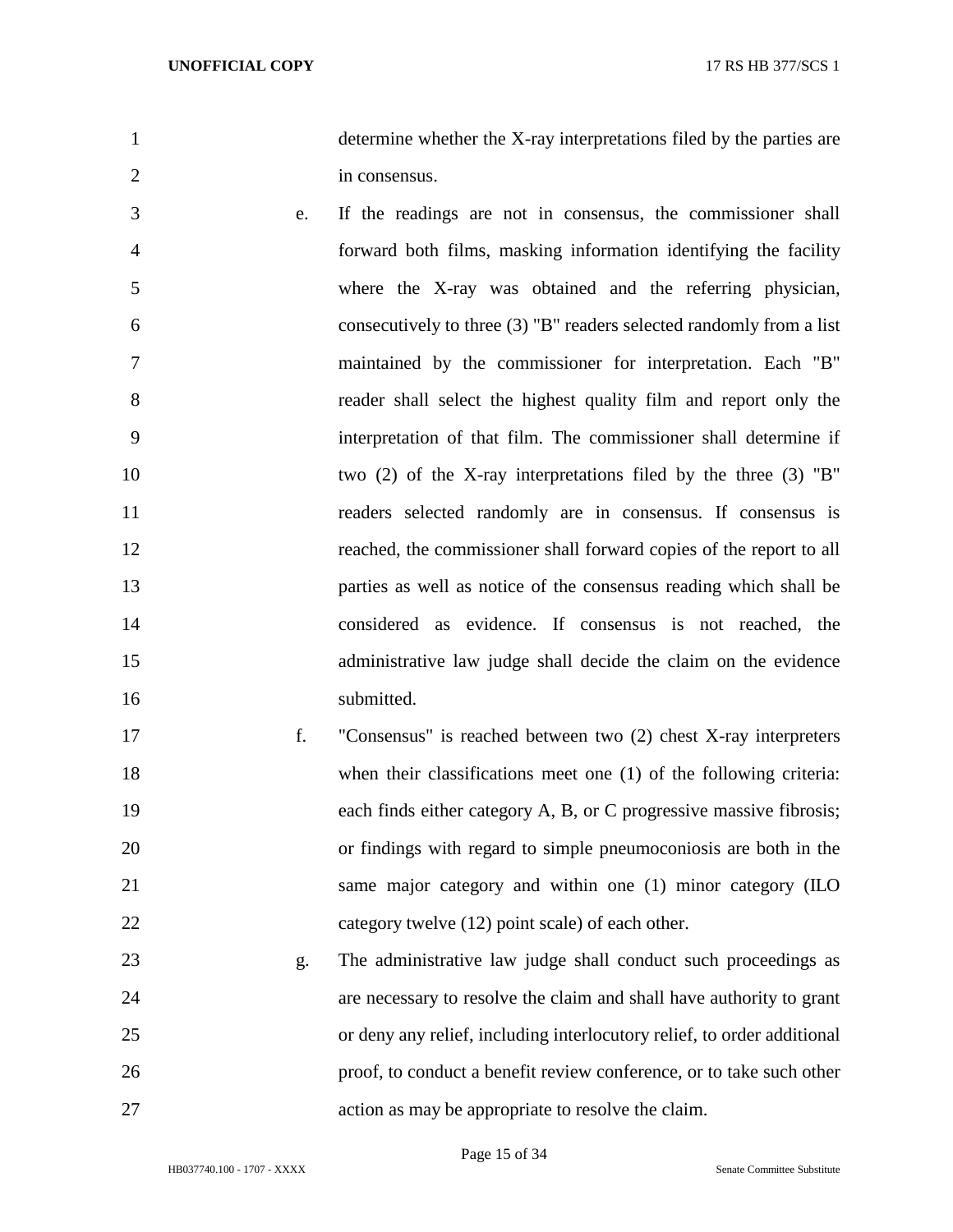determine whether the X-ray interpretations filed by the parties are in consensus.

e. If the readings are not in consensus, the commissioner shall forward both films, masking information identifying the facility where the X-ray was obtained and the referring physician, consecutively to three (3) "B" readers selected randomly from a list maintained by the commissioner for interpretation. Each "B" reader shall select the highest quality film and report only the interpretation of that film. The commissioner shall determine if two (2) of the X-ray interpretations filed by the three (3) "B" readers selected randomly are in consensus. If consensus is reached, the commissioner shall forward copies of the report to all parties as well as notice of the consensus reading which shall be considered as evidence. If consensus is not reached, the administrative law judge shall decide the claim on the evidence submitted.

f. "Consensus" is reached between two (2) chest X-ray interpreters when their classifications meet one (1) of the following criteria: each finds either category A, B, or C progressive massive fibrosis; or findings with regard to simple pneumoconiosis are both in the same major category and within one (1) minor category (ILO category twelve (12) point scale) of each other.

g. The administrative law judge shall conduct such proceedings as are necessary to resolve the claim and shall have authority to grant or deny any relief, including interlocutory relief, to order additional proof, to conduct a benefit review conference, or to take such other action as may be appropriate to resolve the claim.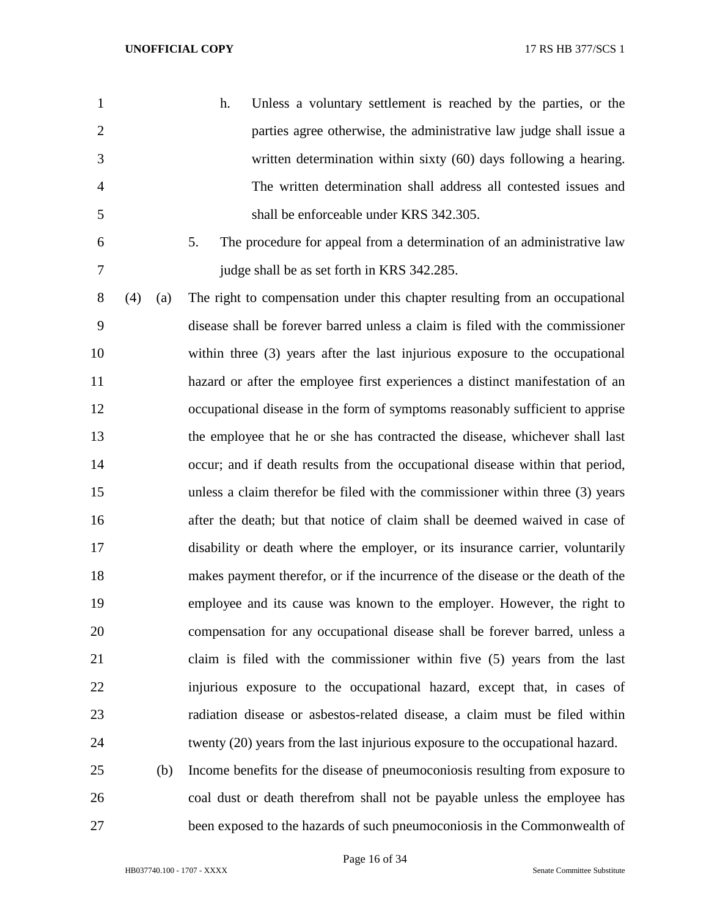h. Unless a voluntary settlement is reached by the parties, or the parties agree otherwise, the administrative law judge shall issue a written determination within sixty (60) days following a hearing. The written determination shall address all contested issues and shall be enforceable under KRS 342.305.

5. The procedure for appeal from a determination of an administrative law judge shall be as set forth in KRS 342.285.

(4) (a) The right to compensation under this chapter resulting from an occupational disease shall be forever barred unless a claim is filed with the commissioner within three (3) years after the last injurious exposure to the occupational hazard or after the employee first experiences a distinct manifestation of an occupational disease in the form of symptoms reasonably sufficient to apprise the employee that he or she has contracted the disease, whichever shall last occur; and if death results from the occupational disease within that period, unless a claim therefor be filed with the commissioner within three (3) years after the death; but that notice of claim shall be deemed waived in case of disability or death where the employer, or its insurance carrier, voluntarily makes payment therefor, or if the incurrence of the disease or the death of the employee and its cause was known to the employer. However, the right to compensation for any occupational disease shall be forever barred, unless a claim is filed with the commissioner within five (5) years from the last injurious exposure to the occupational hazard, except that, in cases of radiation disease or asbestos-related disease, a claim must be filed within twenty (20) years from the last injurious exposure to the occupational hazard.

(b) Income benefits for the disease of pneumoconiosis resulting from exposure to coal dust or death therefrom shall not be payable unless the employee has been exposed to the hazards of such pneumoconiosis in the Commonwealth of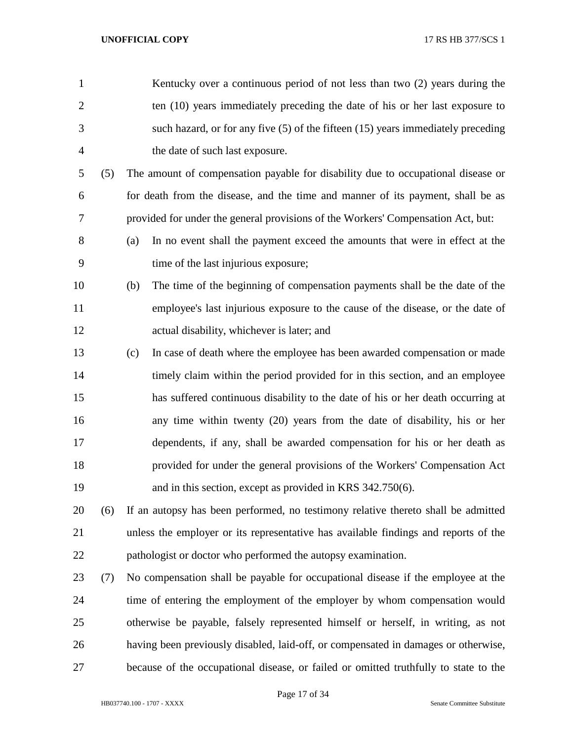Kentucky over a continuous period of not less than two (2) years during the ten (10) years immediately preceding the date of his or her last exposure to such hazard, or for any five (5) of the fifteen (15) years immediately preceding the date of such last exposure.

(5) The amount of compensation payable for disability due to occupational disease or for death from the disease, and the time and manner of its payment, shall be as provided for under the general provisions of the Workers' Compensation Act, but:

(a) In no event shall the payment exceed the amounts that were in effect at the time of the last injurious exposure;

(b) The time of the beginning of compensation payments shall be the date of the employee's last injurious exposure to the cause of the disease, or the date of actual disability, whichever is later; and

(c) In case of death where the employee has been awarded compensation or made timely claim within the period provided for in this section, and an employee has suffered continuous disability to the date of his or her death occurring at any time within twenty (20) years from the date of disability, his or her dependents, if any, shall be awarded compensation for his or her death as provided for under the general provisions of the Workers' Compensation Act and in this section, except as provided in KRS 342.750(6).

(6) If an autopsy has been performed, no testimony relative thereto shall be admitted unless the employer or its representative has available findings and reports of the pathologist or doctor who performed the autopsy examination.

(7) No compensation shall be payable for occupational disease if the employee at the time of entering the employment of the employer by whom compensation would otherwise be payable, falsely represented himself or herself, in writing, as not having been previously disabled, laid-off, or compensated in damages or otherwise, because of the occupational disease, or failed or omitted truthfully to state to the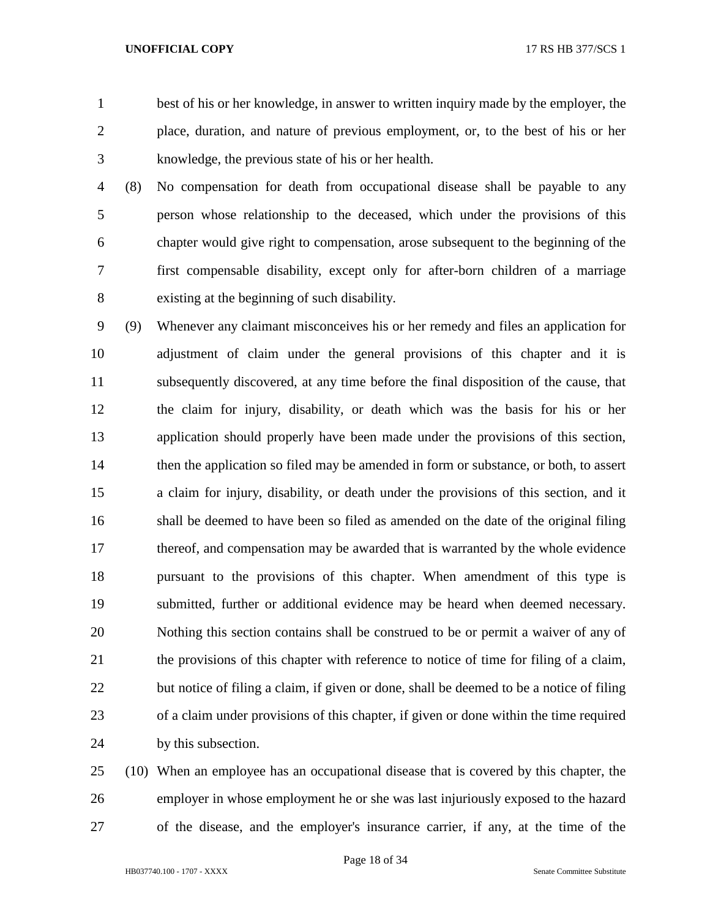best of his or her knowledge, in answer to written inquiry made by the employer, the place, duration, and nature of previous employment, or, to the best of his or her knowledge, the previous state of his or her health.

(8) No compensation for death from occupational disease shall be payable to any person whose relationship to the deceased, which under the provisions of this chapter would give right to compensation, arose subsequent to the beginning of the first compensable disability, except only for after-born children of a marriage existing at the beginning of such disability.

(9) Whenever any claimant misconceives his or her remedy and files an application for adjustment of claim under the general provisions of this chapter and it is subsequently discovered, at any time before the final disposition of the cause, that the claim for injury, disability, or death which was the basis for his or her application should properly have been made under the provisions of this section, then the application so filed may be amended in form or substance, or both, to assert a claim for injury, disability, or death under the provisions of this section, and it shall be deemed to have been so filed as amended on the date of the original filing thereof, and compensation may be awarded that is warranted by the whole evidence pursuant to the provisions of this chapter. When amendment of this type is submitted, further or additional evidence may be heard when deemed necessary. Nothing this section contains shall be construed to be or permit a waiver of any of the provisions of this chapter with reference to notice of time for filing of a claim, but notice of filing a claim, if given or done, shall be deemed to be a notice of filing of a claim under provisions of this chapter, if given or done within the time required by this subsection.

(10) When an employee has an occupational disease that is covered by this chapter, the employer in whose employment he or she was last injuriously exposed to the hazard of the disease, and the employer's insurance carrier, if any, at the time of the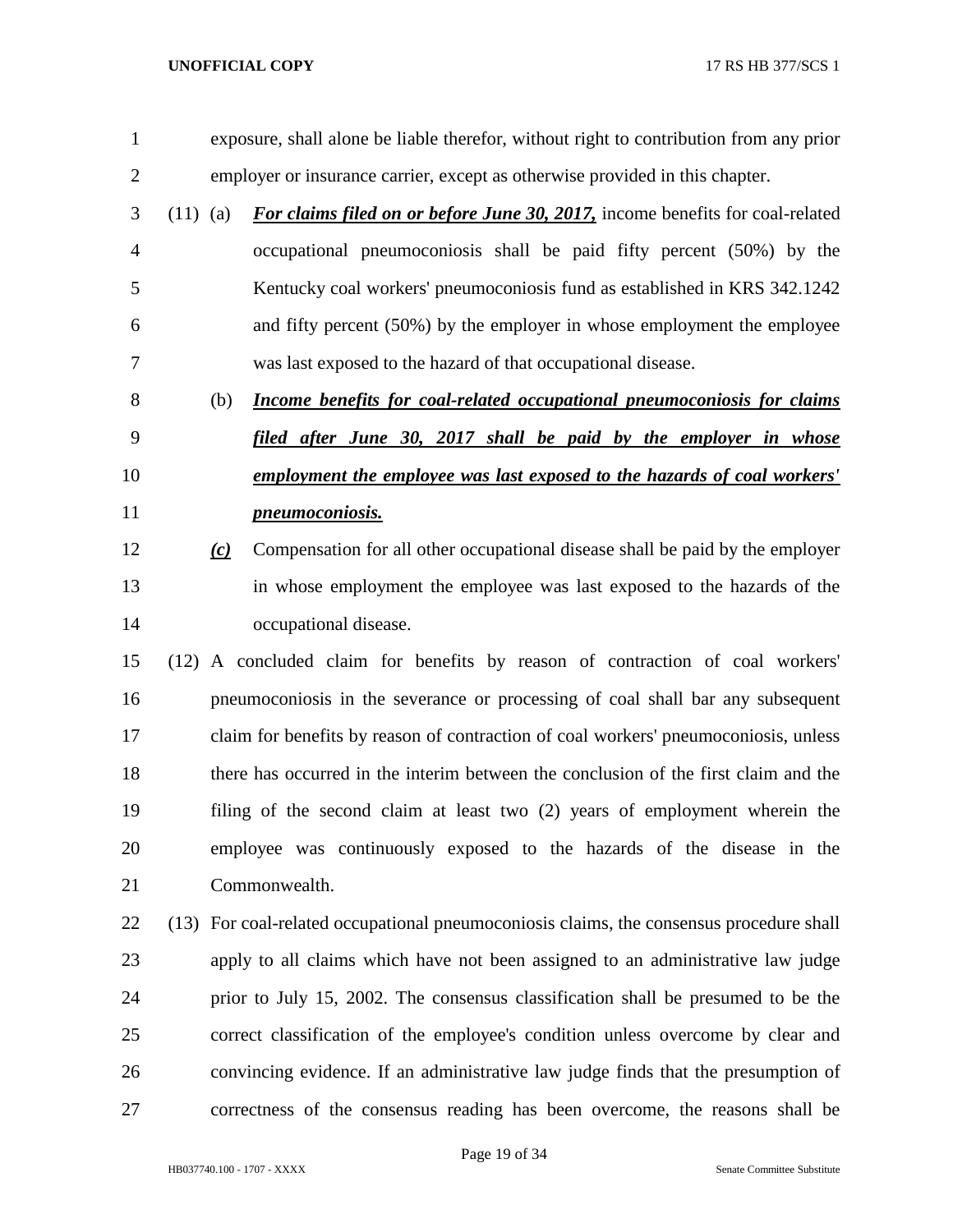exposure, shall alone be liable therefor, without right to contribution from any prior employer or insurance carrier, except as otherwise provided in this chapter.

(11) (a) ***For claims filed on or before June 30, 2017,*** income benefits for coal-related occupational pneumoconiosis shall be paid fifty percent (50%) by the Kentucky coal workers' pneumoconiosis fund as established in KRS 342.1242 and fifty percent (50%) by the employer in whose employment the employee was last exposed to the hazard of that occupational disease.

(b) ***Income benefits for coal-related occupational pneumoconiosis for claims filed after June 30, 2017 shall be paid by the employer in whose employment the employee was last exposed to the hazards of coal workers' pneumoconiosis.***

***(c)*** Compensation for all other occupational disease shall be paid by the employer in whose employment the employee was last exposed to the hazards of the occupational disease.

(12) A concluded claim for benefits by reason of contraction of coal workers' pneumoconiosis in the severance or processing of coal shall bar any subsequent claim for benefits by reason of contraction of coal workers' pneumoconiosis, unless there has occurred in the interim between the conclusion of the first claim and the filing of the second claim at least two (2) years of employment wherein the employee was continuously exposed to the hazards of the disease in the Commonwealth.

(13) For coal-related occupational pneumoconiosis claims, the consensus procedure shall apply to all claims which have not been assigned to an administrative law judge prior to July 15, 2002. The consensus classification shall be presumed to be the correct classification of the employee's condition unless overcome by clear and convincing evidence. If an administrative law judge finds that the presumption of correctness of the consensus reading has been overcome, the reasons shall be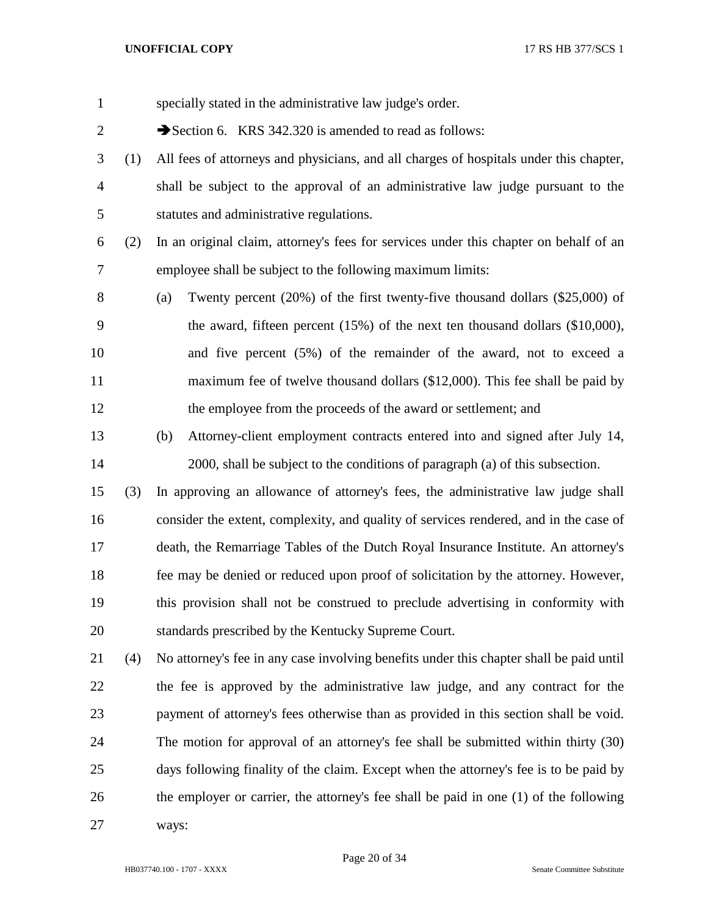specially stated in the administrative law judge's order.

➔Section 6. KRS 342.320 is amended to read as follows:

(1) All fees of attorneys and physicians, and all charges of hospitals under this chapter, shall be subject to the approval of an administrative law judge pursuant to the statutes and administrative regulations.

(2) In an original claim, attorney's fees for services under this chapter on behalf of an employee shall be subject to the following maximum limits:

(a) Twenty percent (20%) of the first twenty-five thousand dollars ($25,000) of the award, fifteen percent (15%) of the next ten thousand dollars ($10,000), and five percent (5%) of the remainder of the award, not to exceed a maximum fee of twelve thousand dollars ($12,000). This fee shall be paid by the employee from the proceeds of the award or settlement; and

(b) Attorney-client employment contracts entered into and signed after July 14, 2000, shall be subject to the conditions of paragraph (a) of this subsection.

(3) In approving an allowance of attorney's fees, the administrative law judge shall consider the extent, complexity, and quality of services rendered, and in the case of death, the Remarriage Tables of the Dutch Royal Insurance Institute. An attorney's fee may be denied or reduced upon proof of solicitation by the attorney. However, this provision shall not be construed to preclude advertising in conformity with standards prescribed by the Kentucky Supreme Court.

(4) No attorney's fee in any case involving benefits under this chapter shall be paid until the fee is approved by the administrative law judge, and any contract for the payment of attorney's fees otherwise than as provided in this section shall be void. The motion for approval of an attorney's fee shall be submitted within thirty (30) days following finality of the claim. Except when the attorney's fee is to be paid by the employer or carrier, the attorney's fee shall be paid in one (1) of the following ways: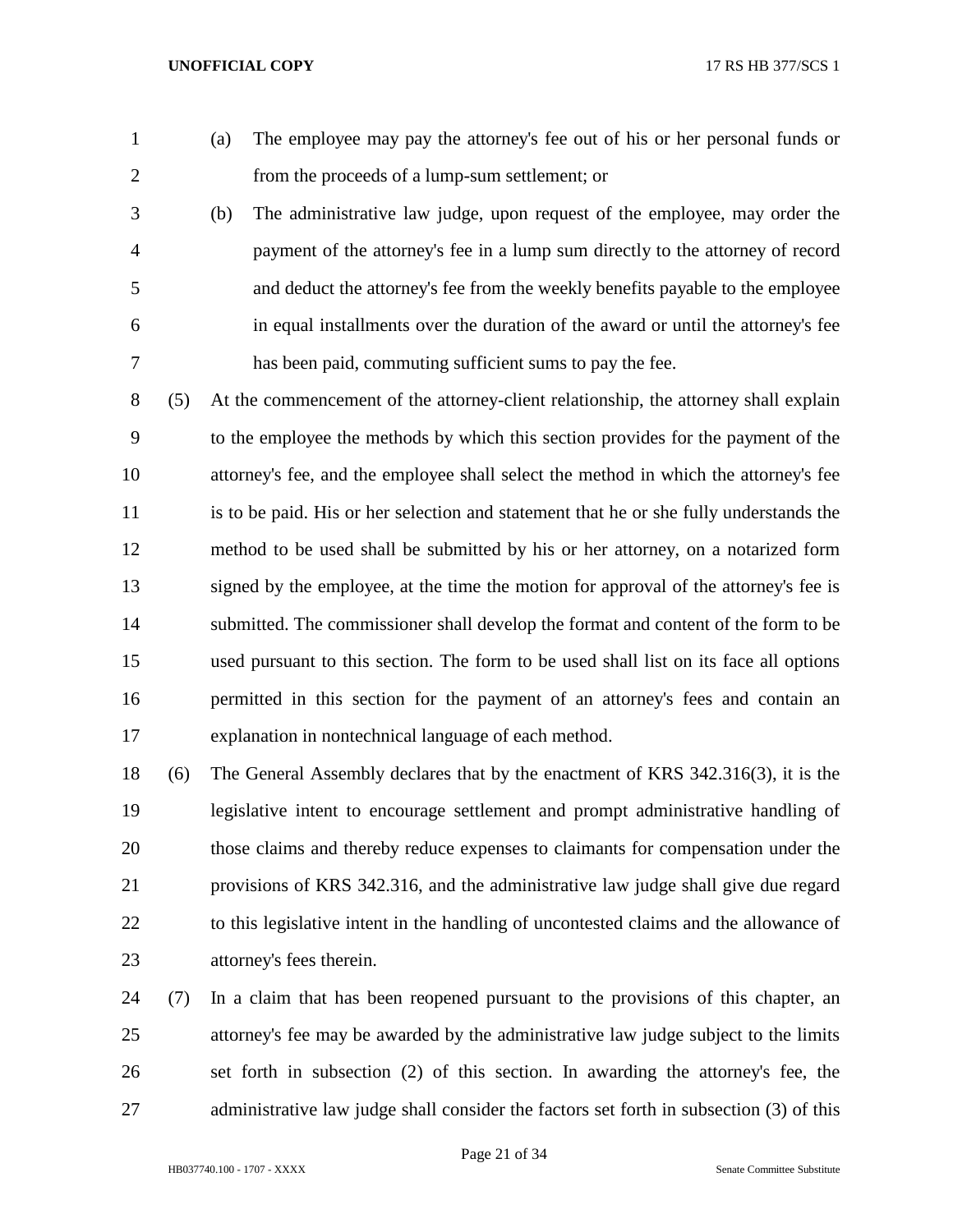(a) The employee may pay the attorney's fee out of his or her personal funds or from the proceeds of a lump-sum settlement; or

(b) The administrative law judge, upon request of the employee, may order the payment of the attorney's fee in a lump sum directly to the attorney of record and deduct the attorney's fee from the weekly benefits payable to the employee in equal installments over the duration of the award or until the attorney's fee has been paid, commuting sufficient sums to pay the fee.

(5) At the commencement of the attorney-client relationship, the attorney shall explain to the employee the methods by which this section provides for the payment of the attorney's fee, and the employee shall select the method in which the attorney's fee is to be paid. His or her selection and statement that he or she fully understands the method to be used shall be submitted by his or her attorney, on a notarized form signed by the employee, at the time the motion for approval of the attorney's fee is submitted. The commissioner shall develop the format and content of the form to be used pursuant to this section. The form to be used shall list on its face all options permitted in this section for the payment of an attorney's fees and contain an explanation in nontechnical language of each method.

(6) The General Assembly declares that by the enactment of KRS 342.316(3), it is the legislative intent to encourage settlement and prompt administrative handling of those claims and thereby reduce expenses to claimants for compensation under the provisions of KRS 342.316, and the administrative law judge shall give due regard to this legislative intent in the handling of uncontested claims and the allowance of attorney's fees therein.

(7) In a claim that has been reopened pursuant to the provisions of this chapter, an attorney's fee may be awarded by the administrative law judge subject to the limits set forth in subsection (2) of this section. In awarding the attorney's fee, the administrative law judge shall consider the factors set forth in subsection (3) of this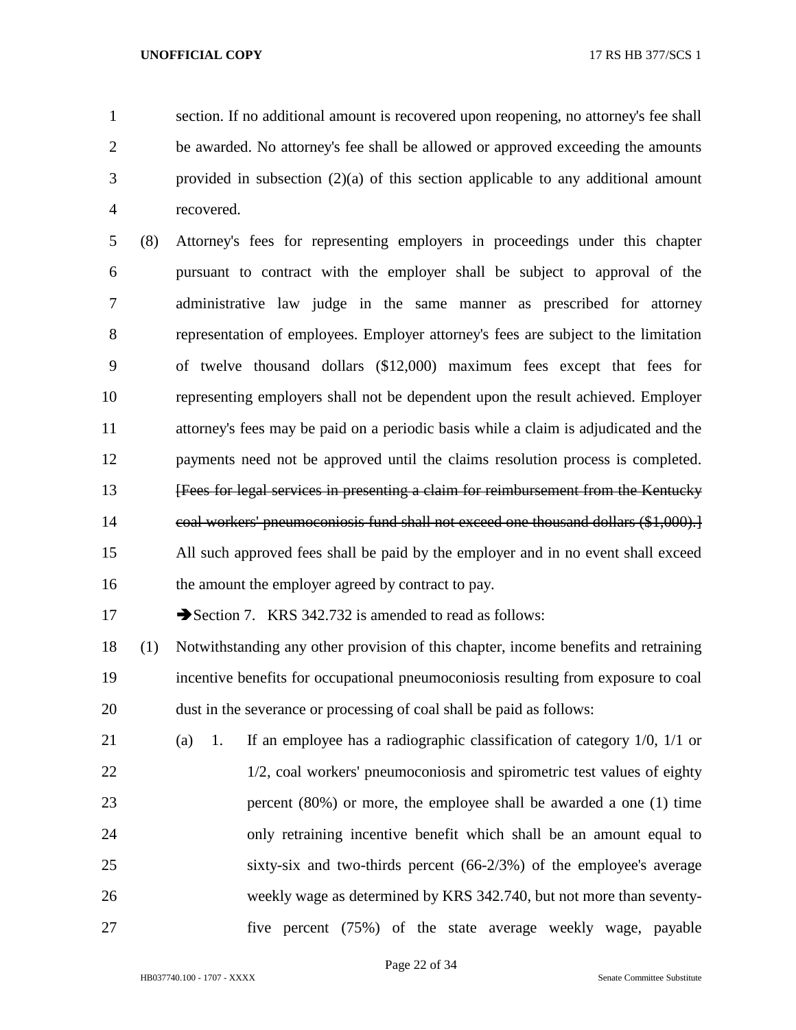section. If no additional amount is recovered upon reopening, no attorney's fee shall be awarded. No attorney's fee shall be allowed or approved exceeding the amounts provided in subsection (2)(a) of this section applicable to any additional amount recovered.

(8) Attorney's fees for representing employers in proceedings under this chapter pursuant to contract with the employer shall be subject to approval of the administrative law judge in the same manner as prescribed for attorney representation of employees. Employer attorney's fees are subject to the limitation of twelve thousand dollars ($12,000) maximum fees except that fees for representing employers shall not be dependent upon the result achieved. Employer attorney's fees may be paid on a periodic basis while a claim is adjudicated and the payments need not be approved until the claims resolution process is completed. ~~[Fees for legal services in presenting a claim for reimbursement from the Kentucky coal workers' pneumoconiosis fund shall not exceed one thousand dollars ($1,000).]~~ All such approved fees shall be paid by the employer and in no event shall exceed the amount the employer agreed by contract to pay.

➔Section 7. KRS 342.732 is amended to read as follows:

(1) Notwithstanding any other provision of this chapter, income benefits and retraining incentive benefits for occupational pneumoconiosis resulting from exposure to coal dust in the severance or processing of coal shall be paid as follows:

(a) 1. If an employee has a radiographic classification of category 1/0, 1/1 or 1/2, coal workers' pneumoconiosis and spirometric test values of eighty percent (80%) or more, the employee shall be awarded a one (1) time only retraining incentive benefit which shall be an amount equal to sixty-six and two-thirds percent (66-2/3%) of the employee's average weekly wage as determined by KRS 342.740, but not more than seventy-five percent (75%) of the state average weekly wage, payable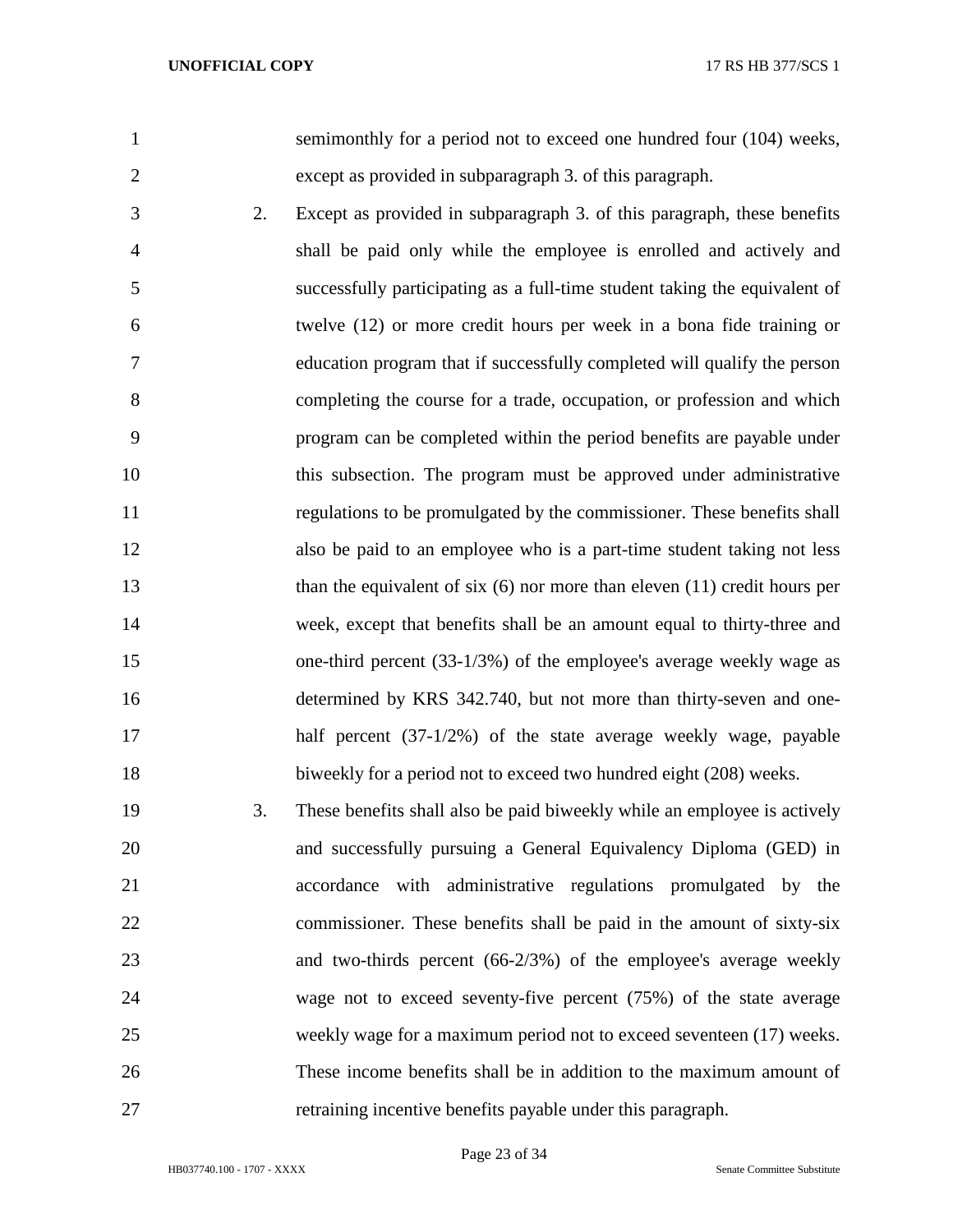semimonthly for a period not to exceed one hundred four (104) weeks, except as provided in subparagraph 3. of this paragraph.

2. Except as provided in subparagraph 3. of this paragraph, these benefits shall be paid only while the employee is enrolled and actively and successfully participating as a full-time student taking the equivalent of twelve (12) or more credit hours per week in a bona fide training or education program that if successfully completed will qualify the person completing the course for a trade, occupation, or profession and which program can be completed within the period benefits are payable under this subsection. The program must be approved under administrative regulations to be promulgated by the commissioner. These benefits shall also be paid to an employee who is a part-time student taking not less than the equivalent of six (6) nor more than eleven (11) credit hours per week, except that benefits shall be an amount equal to thirty-three and one-third percent (33-1/3%) of the employee's average weekly wage as determined by KRS 342.740, but not more than thirty-seven and one-half percent (37-1/2%) of the state average weekly wage, payable biweekly for a period not to exceed two hundred eight (208) weeks.

3. These benefits shall also be paid biweekly while an employee is actively and successfully pursuing a General Equivalency Diploma (GED) in accordance with administrative regulations promulgated by the commissioner. These benefits shall be paid in the amount of sixty-six and two-thirds percent (66-2/3%) of the employee's average weekly wage not to exceed seventy-five percent (75%) of the state average weekly wage for a maximum period not to exceed seventeen (17) weeks. These income benefits shall be in addition to the maximum amount of retraining incentive benefits payable under this paragraph.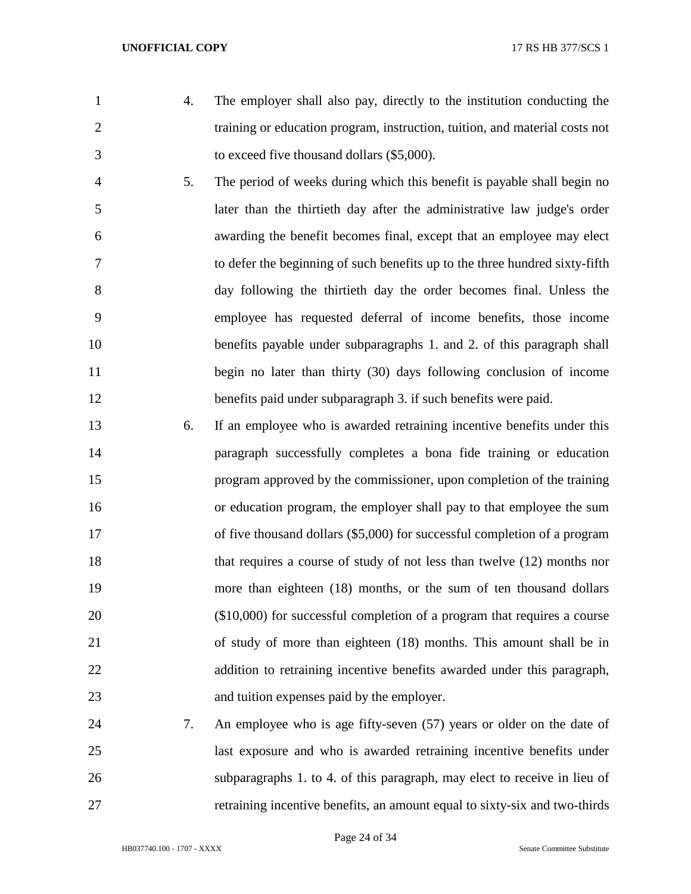4. The employer shall also pay, directly to the institution conducting the training or education program, instruction, tuition, and material costs not to exceed five thousand dollars ($5,000).

5. The period of weeks during which this benefit is payable shall begin no later than the thirtieth day after the administrative law judge's order awarding the benefit becomes final, except that an employee may elect to defer the beginning of such benefits up to the three hundred sixty-fifth day following the thirtieth day the order becomes final. Unless the employee has requested deferral of income benefits, those income benefits payable under subparagraphs 1. and 2. of this paragraph shall begin no later than thirty (30) days following conclusion of income benefits paid under subparagraph 3. if such benefits were paid.

6. If an employee who is awarded retraining incentive benefits under this paragraph successfully completes a bona fide training or education program approved by the commissioner, upon completion of the training or education program, the employer shall pay to that employee the sum of five thousand dollars ($5,000) for successful completion of a program that requires a course of study of not less than twelve (12) months nor more than eighteen (18) months, or the sum of ten thousand dollars ($10,000) for successful completion of a program that requires a course of study of more than eighteen (18) months. This amount shall be in addition to retraining incentive benefits awarded under this paragraph, and tuition expenses paid by the employer.

7. An employee who is age fifty-seven (57) years or older on the date of last exposure and who is awarded retraining incentive benefits under subparagraphs 1. to 4. of this paragraph, may elect to receive in lieu of retraining incentive benefits, an amount equal to sixty-six and two-thirds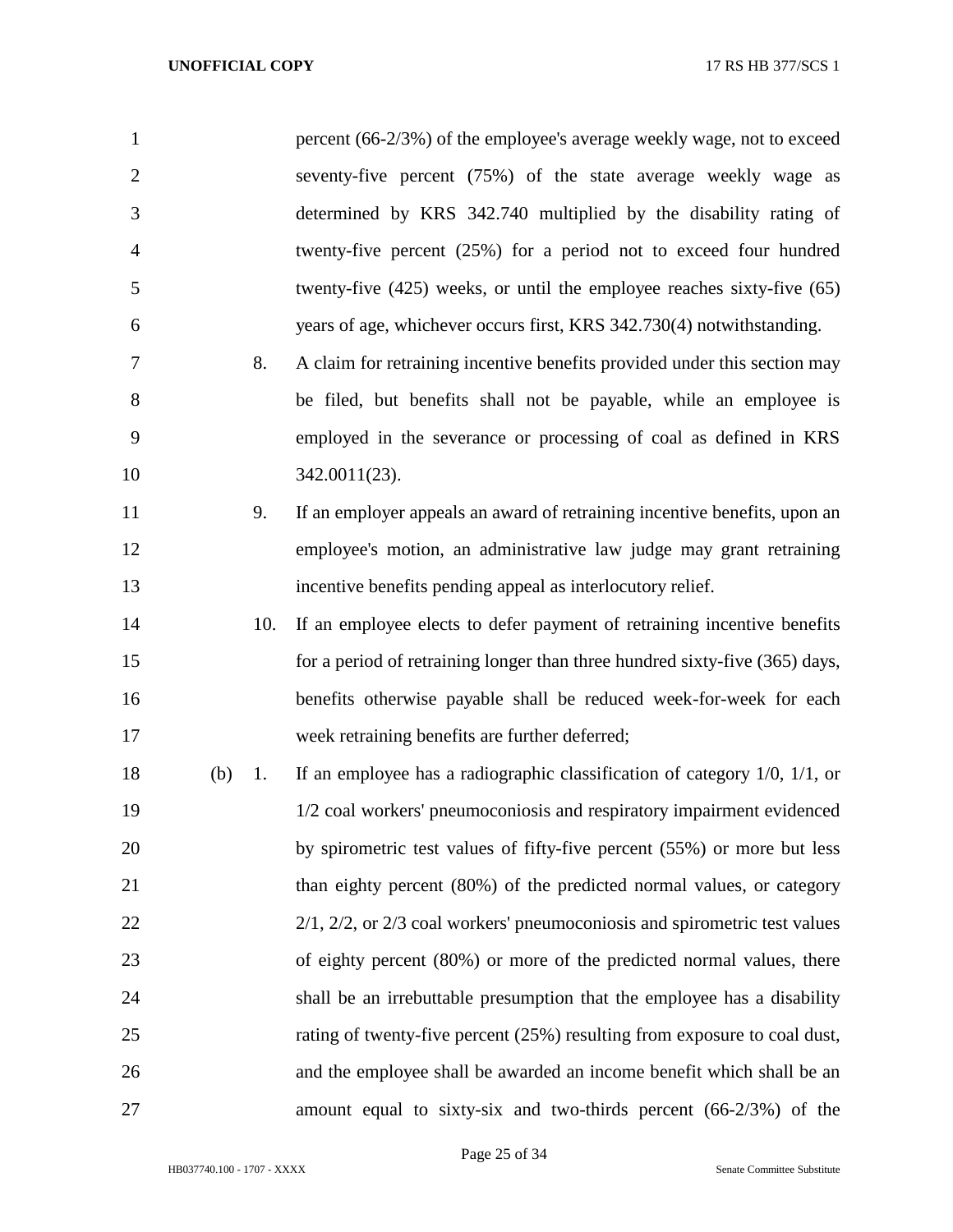percent (66-2/3%) of the employee's average weekly wage, not to exceed seventy-five percent (75%) of the state average weekly wage as determined by KRS 342.740 multiplied by the disability rating of twenty-five percent (25%) for a period not to exceed four hundred twenty-five (425) weeks, or until the employee reaches sixty-five (65) years of age, whichever occurs first, KRS 342.730(4) notwithstanding.

8. A claim for retraining incentive benefits provided under this section may be filed, but benefits shall not be payable, while an employee is employed in the severance or processing of coal as defined in KRS 342.0011(23).

9. If an employer appeals an award of retraining incentive benefits, upon an employee's motion, an administrative law judge may grant retraining incentive benefits pending appeal as interlocutory relief.

10. If an employee elects to defer payment of retraining incentive benefits for a period of retraining longer than three hundred sixty-five (365) days, benefits otherwise payable shall be reduced week-for-week for each week retraining benefits are further deferred;

(b) 1. If an employee has a radiographic classification of category 1/0, 1/1, or 1/2 coal workers' pneumoconiosis and respiratory impairment evidenced by spirometric test values of fifty-five percent (55%) or more but less than eighty percent (80%) of the predicted normal values, or category 2/1, 2/2, or 2/3 coal workers' pneumoconiosis and spirometric test values of eighty percent (80%) or more of the predicted normal values, there shall be an irrebuttable presumption that the employee has a disability rating of twenty-five percent (25%) resulting from exposure to coal dust, and the employee shall be awarded an income benefit which shall be an amount equal to sixty-six and two-thirds percent (66-2/3%) of the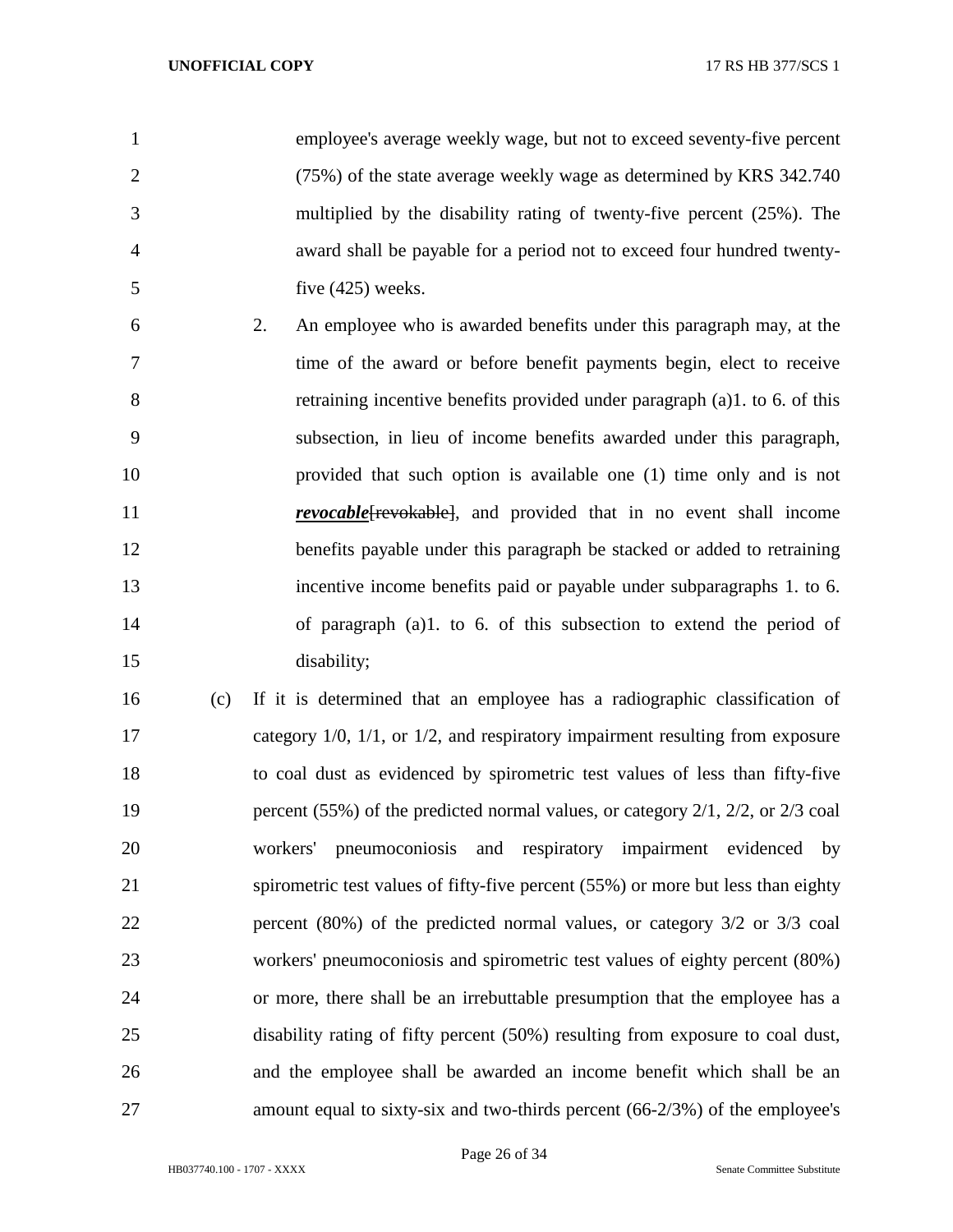employee's average weekly wage, but not to exceed seventy-five percent (75%) of the state average weekly wage as determined by KRS 342.740 multiplied by the disability rating of twenty-five percent (25%). The award shall be payable for a period not to exceed four hundred twenty-five (425) weeks.

2. An employee who is awarded benefits under this paragraph may, at the time of the award or before benefit payments begin, elect to receive retraining incentive benefits provided under paragraph (a)1. to 6. of this subsection, in lieu of income benefits awarded under this paragraph, provided that such option is available one (1) time only and is not ***revocable***~~[revokable]~~, and provided that in no event shall income benefits payable under this paragraph be stacked or added to retraining incentive income benefits paid or payable under subparagraphs 1. to 6. of paragraph (a)1. to 6. of this subsection to extend the period of disability;

(c) If it is determined that an employee has a radiographic classification of category 1/0, 1/1, or 1/2, and respiratory impairment resulting from exposure to coal dust as evidenced by spirometric test values of less than fifty-five percent (55%) of the predicted normal values, or category 2/1, 2/2, or 2/3 coal workers' pneumoconiosis and respiratory impairment evidenced by spirometric test values of fifty-five percent (55%) or more but less than eighty percent (80%) of the predicted normal values, or category 3/2 or 3/3 coal workers' pneumoconiosis and spirometric test values of eighty percent (80%) or more, there shall be an irrebuttable presumption that the employee has a disability rating of fifty percent (50%) resulting from exposure to coal dust, and the employee shall be awarded an income benefit which shall be an amount equal to sixty-six and two-thirds percent (66-2/3%) of the employee's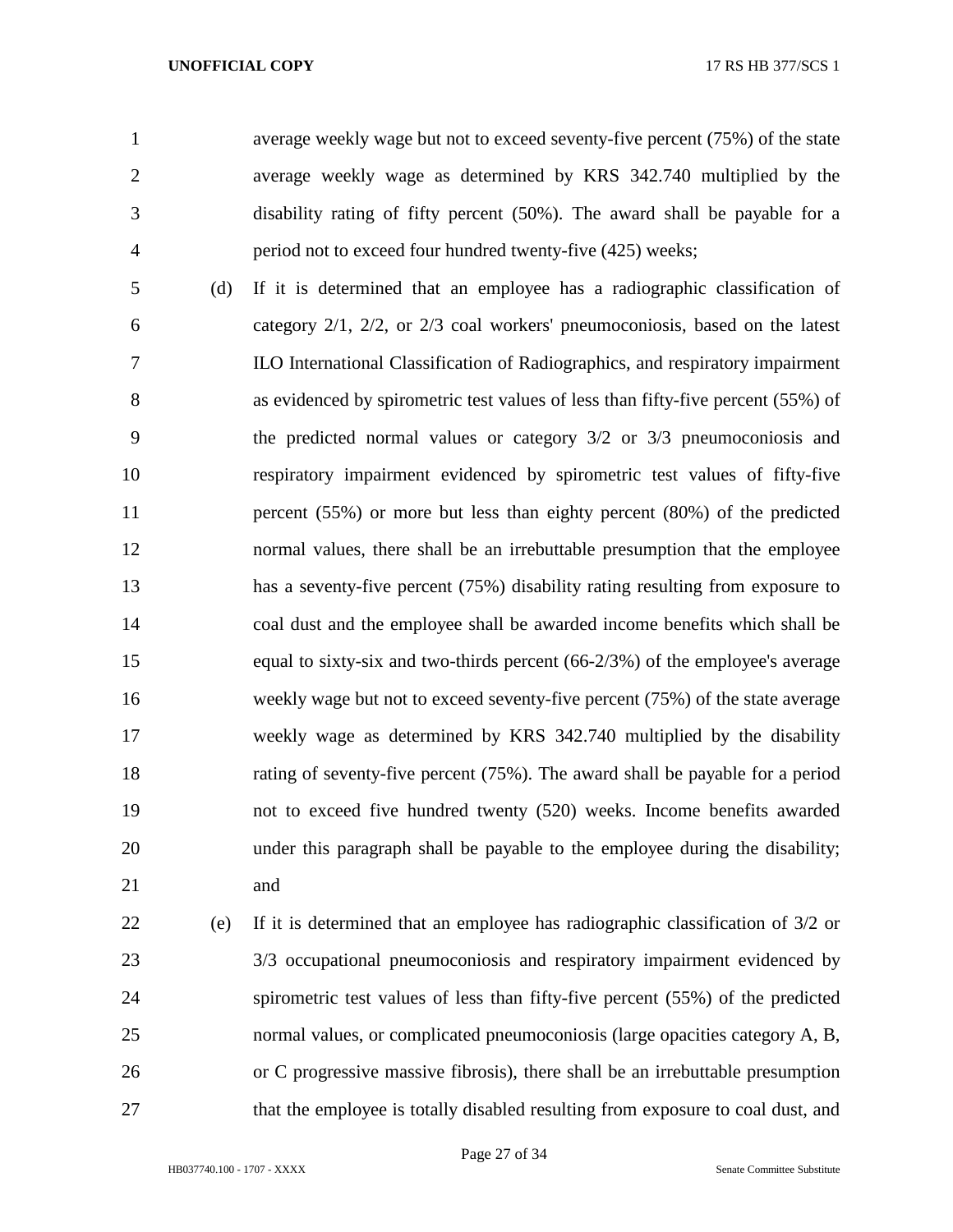average weekly wage but not to exceed seventy-five percent (75%) of the state average weekly wage as determined by KRS 342.740 multiplied by the disability rating of fifty percent (50%). The award shall be payable for a period not to exceed four hundred twenty-five (425) weeks;

(d) If it is determined that an employee has a radiographic classification of category 2/1, 2/2, or 2/3 coal workers' pneumoconiosis, based on the latest ILO International Classification of Radiographics, and respiratory impairment as evidenced by spirometric test values of less than fifty-five percent (55%) of the predicted normal values or category 3/2 or 3/3 pneumoconiosis and respiratory impairment evidenced by spirometric test values of fifty-five percent (55%) or more but less than eighty percent (80%) of the predicted normal values, there shall be an irrebuttable presumption that the employee has a seventy-five percent (75%) disability rating resulting from exposure to coal dust and the employee shall be awarded income benefits which shall be equal to sixty-six and two-thirds percent (66-2/3%) of the employee's average weekly wage but not to exceed seventy-five percent (75%) of the state average weekly wage as determined by KRS 342.740 multiplied by the disability rating of seventy-five percent (75%). The award shall be payable for a period not to exceed five hundred twenty (520) weeks. Income benefits awarded under this paragraph shall be payable to the employee during the disability; and

(e) If it is determined that an employee has radiographic classification of 3/2 or 3/3 occupational pneumoconiosis and respiratory impairment evidenced by spirometric test values of less than fifty-five percent (55%) of the predicted normal values, or complicated pneumoconiosis (large opacities category A, B, or C progressive massive fibrosis), there shall be an irrebuttable presumption that the employee is totally disabled resulting from exposure to coal dust, and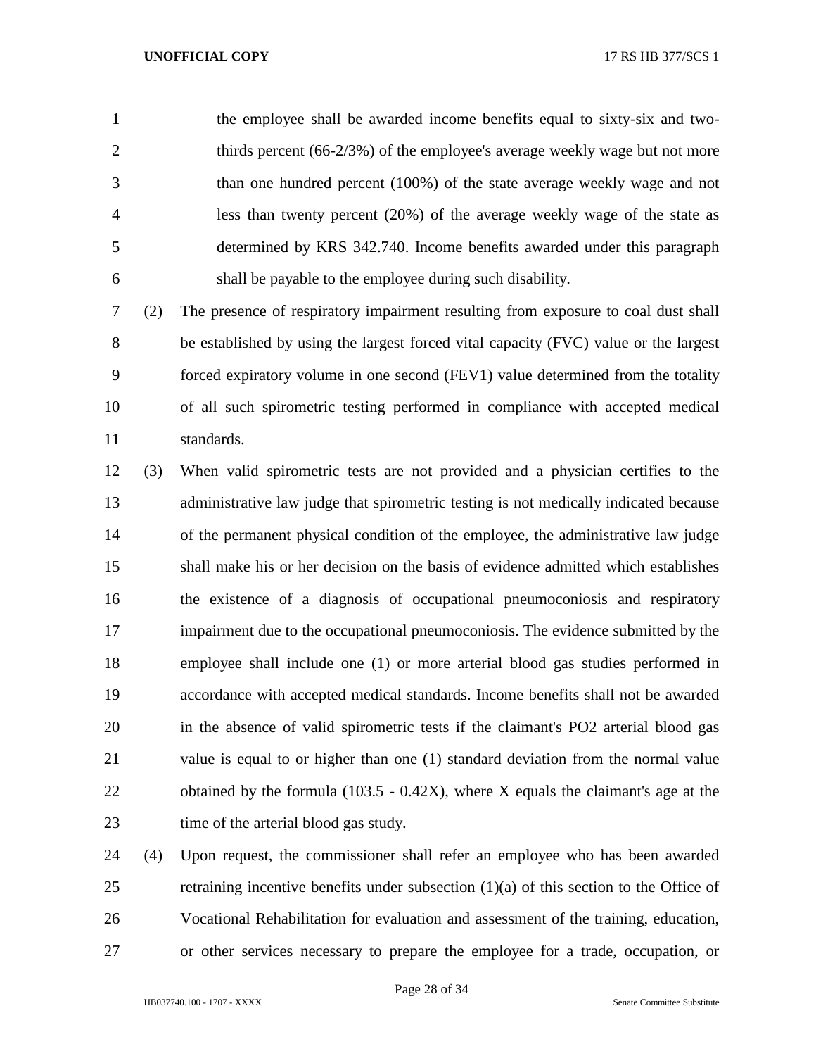the employee shall be awarded income benefits equal to sixty-six and two-thirds percent (66-2/3%) of the employee's average weekly wage but not more than one hundred percent (100%) of the state average weekly wage and not less than twenty percent (20%) of the average weekly wage of the state as determined by KRS 342.740. Income benefits awarded under this paragraph shall be payable to the employee during such disability.

(2) The presence of respiratory impairment resulting from exposure to coal dust shall be established by using the largest forced vital capacity (FVC) value or the largest forced expiratory volume in one second (FEV1) value determined from the totality of all such spirometric testing performed in compliance with accepted medical standards.

(3) When valid spirometric tests are not provided and a physician certifies to the administrative law judge that spirometric testing is not medically indicated because of the permanent physical condition of the employee, the administrative law judge shall make his or her decision on the basis of evidence admitted which establishes the existence of a diagnosis of occupational pneumoconiosis and respiratory impairment due to the occupational pneumoconiosis. The evidence submitted by the employee shall include one (1) or more arterial blood gas studies performed in accordance with accepted medical standards. Income benefits shall not be awarded in the absence of valid spirometric tests if the claimant's PO2 arterial blood gas value is equal to or higher than one (1) standard deviation from the normal value obtained by the formula (103.5 - 0.42X), where X equals the claimant's age at the time of the arterial blood gas study.

(4) Upon request, the commissioner shall refer an employee who has been awarded retraining incentive benefits under subsection (1)(a) of this section to the Office of Vocational Rehabilitation for evaluation and assessment of the training, education, or other services necessary to prepare the employee for a trade, occupation, or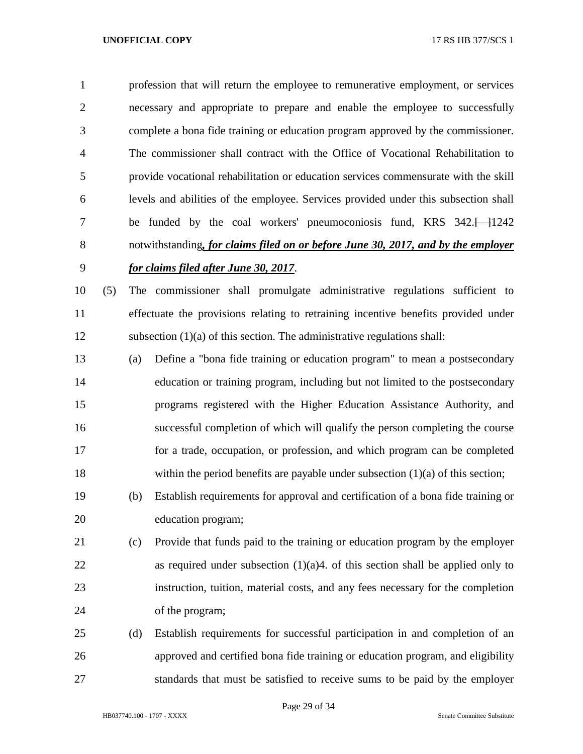profession that will return the employee to remunerative employment, or services necessary and appropriate to prepare and enable the employee to successfully complete a bona fide training or education program approved by the commissioner. The commissioner shall contract with the Office of Vocational Rehabilitation to provide vocational rehabilitation or education services commensurate with the skill levels and abilities of the employee. Services provided under this subsection shall be funded by the coal workers' pneumoconiosis fund, KRS 342.[ ]1242 notwithstanding***, for claims filed on or before June 30, 2017, and by the employer for claims filed after June 30, 2017***.

(5) The commissioner shall promulgate administrative regulations sufficient to effectuate the provisions relating to retraining incentive benefits provided under subsection (1)(a) of this section. The administrative regulations shall:

(a) Define a "bona fide training or education program" to mean a postsecondary education or training program, including but not limited to the postsecondary programs registered with the Higher Education Assistance Authority, and successful completion of which will qualify the person completing the course for a trade, occupation, or profession, and which program can be completed within the period benefits are payable under subsection (1)(a) of this section;

(b) Establish requirements for approval and certification of a bona fide training or education program;

(c) Provide that funds paid to the training or education program by the employer as required under subsection (1)(a)4. of this section shall be applied only to instruction, tuition, material costs, and any fees necessary for the completion of the program;

(d) Establish requirements for successful participation in and completion of an approved and certified bona fide training or education program, and eligibility standards that must be satisfied to receive sums to be paid by the employer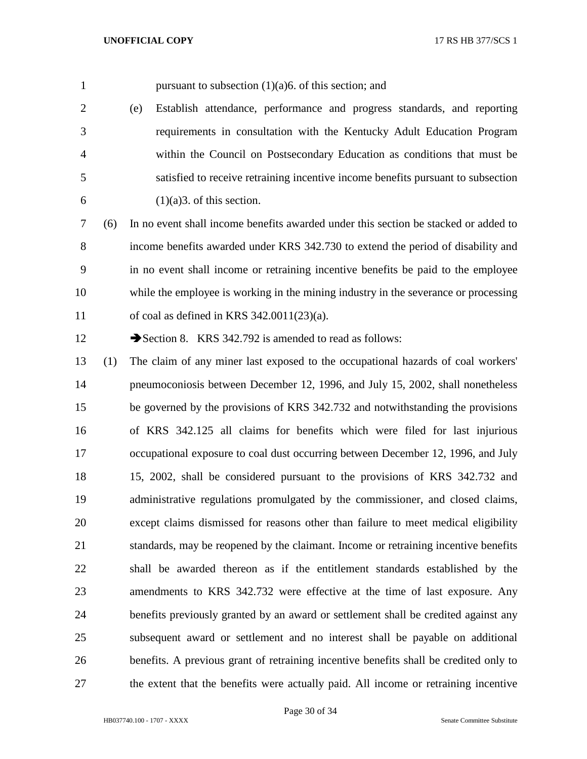pursuant to subsection (1)(a)6. of this section; and

(e) Establish attendance, performance and progress standards, and reporting requirements in consultation with the Kentucky Adult Education Program within the Council on Postsecondary Education as conditions that must be satisfied to receive retraining incentive income benefits pursuant to subsection (1)(a)3. of this section.

(6) In no event shall income benefits awarded under this section be stacked or added to income benefits awarded under KRS 342.730 to extend the period of disability and in no event shall income or retraining incentive benefits be paid to the employee while the employee is working in the mining industry in the severance or processing of coal as defined in KRS 342.0011(23)(a).

➔Section 8. KRS 342.792 is amended to read as follows:

(1) The claim of any miner last exposed to the occupational hazards of coal workers' pneumoconiosis between December 12, 1996, and July 15, 2002, shall nonetheless be governed by the provisions of KRS 342.732 and notwithstanding the provisions of KRS 342.125 all claims for benefits which were filed for last injurious occupational exposure to coal dust occurring between December 12, 1996, and July 15, 2002, shall be considered pursuant to the provisions of KRS 342.732 and administrative regulations promulgated by the commissioner, and closed claims, except claims dismissed for reasons other than failure to meet medical eligibility standards, may be reopened by the claimant. Income or retraining incentive benefits shall be awarded thereon as if the entitlement standards established by the amendments to KRS 342.732 were effective at the time of last exposure. Any benefits previously granted by an award or settlement shall be credited against any subsequent award or settlement and no interest shall be payable on additional benefits. A previous grant of retraining incentive benefits shall be credited only to the extent that the benefits were actually paid. All income or retraining incentive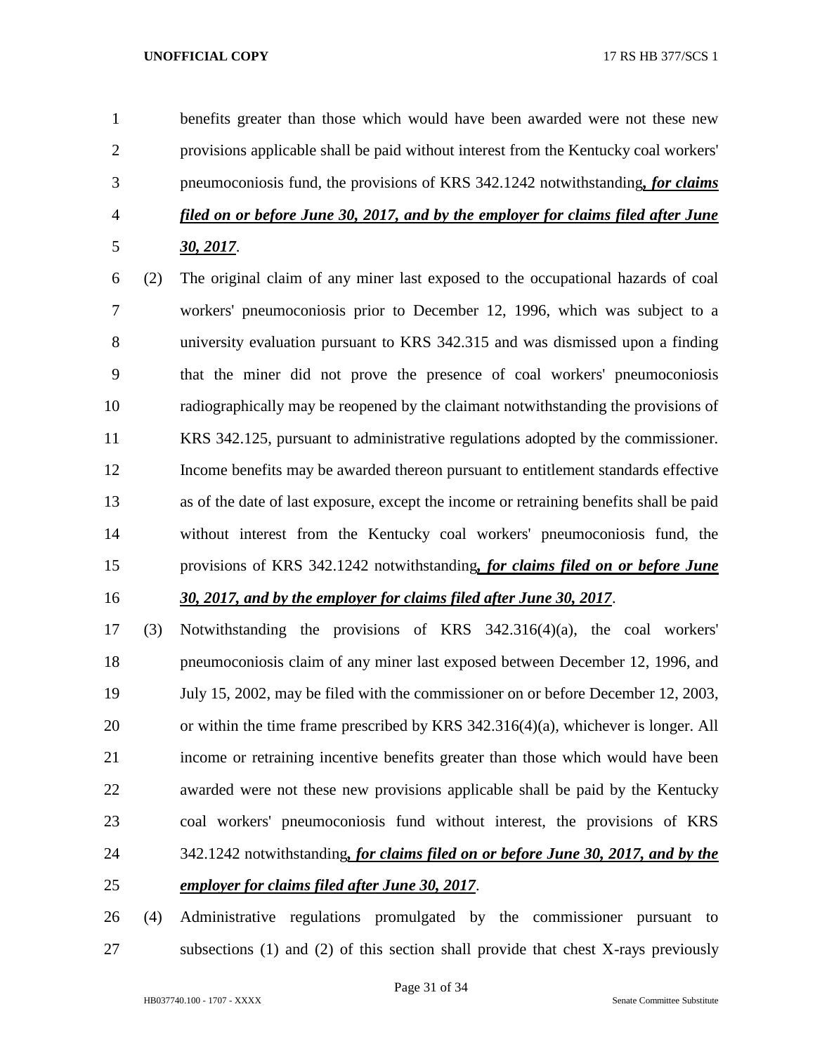benefits greater than those which would have been awarded were not these new provisions applicable shall be paid without interest from the Kentucky coal workers' pneumoconiosis fund, the provisions of KRS 342.1242 notwithstanding***, for claims filed on or before June 30, 2017, and by the employer for claims filed after June 30, 2017***.

(2) The original claim of any miner last exposed to the occupational hazards of coal workers' pneumoconiosis prior to December 12, 1996, which was subject to a university evaluation pursuant to KRS 342.315 and was dismissed upon a finding that the miner did not prove the presence of coal workers' pneumoconiosis radiographically may be reopened by the claimant notwithstanding the provisions of KRS 342.125, pursuant to administrative regulations adopted by the commissioner. Income benefits may be awarded thereon pursuant to entitlement standards effective as of the date of last exposure, except the income or retraining benefits shall be paid without interest from the Kentucky coal workers' pneumoconiosis fund, the provisions of KRS 342.1242 notwithstanding***, for claims filed on or before June 30, 2017, and by the employer for claims filed after June 30, 2017***.

(3) Notwithstanding the provisions of KRS 342.316(4)(a), the coal workers' pneumoconiosis claim of any miner last exposed between December 12, 1996, and July 15, 2002, may be filed with the commissioner on or before December 12, 2003, or within the time frame prescribed by KRS 342.316(4)(a), whichever is longer. All income or retraining incentive benefits greater than those which would have been awarded were not these new provisions applicable shall be paid by the Kentucky coal workers' pneumoconiosis fund without interest, the provisions of KRS 342.1242 notwithstanding***, for claims filed on or before June 30, 2017, and by the employer for claims filed after June 30, 2017***.

(4) Administrative regulations promulgated by the commissioner pursuant to subsections (1) and (2) of this section shall provide that chest X-rays previously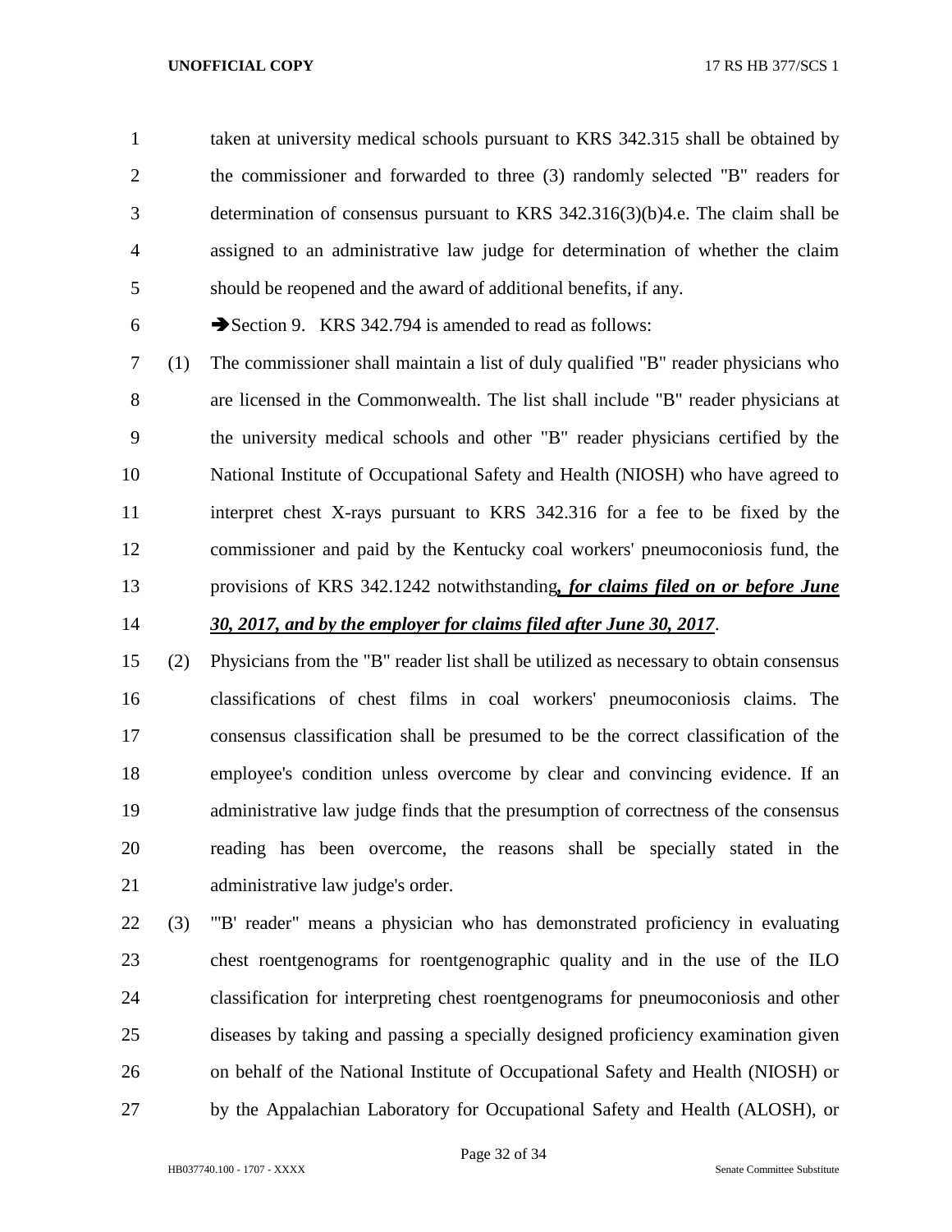taken at university medical schools pursuant to KRS 342.315 shall be obtained by the commissioner and forwarded to three (3) randomly selected "B" readers for determination of consensus pursuant to KRS 342.316(3)(b)4.e. The claim shall be assigned to an administrative law judge for determination of whether the claim should be reopened and the award of additional benefits, if any.

➔Section 9. KRS 342.794 is amended to read as follows:

(1) The commissioner shall maintain a list of duly qualified "B" reader physicians who are licensed in the Commonwealth. The list shall include "B" reader physicians at the university medical schools and other "B" reader physicians certified by the National Institute of Occupational Safety and Health (NIOSH) who have agreed to interpret chest X-rays pursuant to KRS 342.316 for a fee to be fixed by the commissioner and paid by the Kentucky coal workers' pneumoconiosis fund, the provisions of KRS 342.1242 notwithstanding***, for claims filed on or before June 30, 2017, and by the employer for claims filed after June 30, 2017***.

(2) Physicians from the "B" reader list shall be utilized as necessary to obtain consensus classifications of chest films in coal workers' pneumoconiosis claims. The consensus classification shall be presumed to be the correct classification of the employee's condition unless overcome by clear and convincing evidence. If an administrative law judge finds that the presumption of correctness of the consensus reading has been overcome, the reasons shall be specially stated in the administrative law judge's order.

(3) "'B' reader" means a physician who has demonstrated proficiency in evaluating chest roentgenograms for roentgenographic quality and in the use of the ILO classification for interpreting chest roentgenograms for pneumoconiosis and other diseases by taking and passing a specially designed proficiency examination given on behalf of the National Institute of Occupational Safety and Health (NIOSH) or by the Appalachian Laboratory for Occupational Safety and Health (ALOSH), or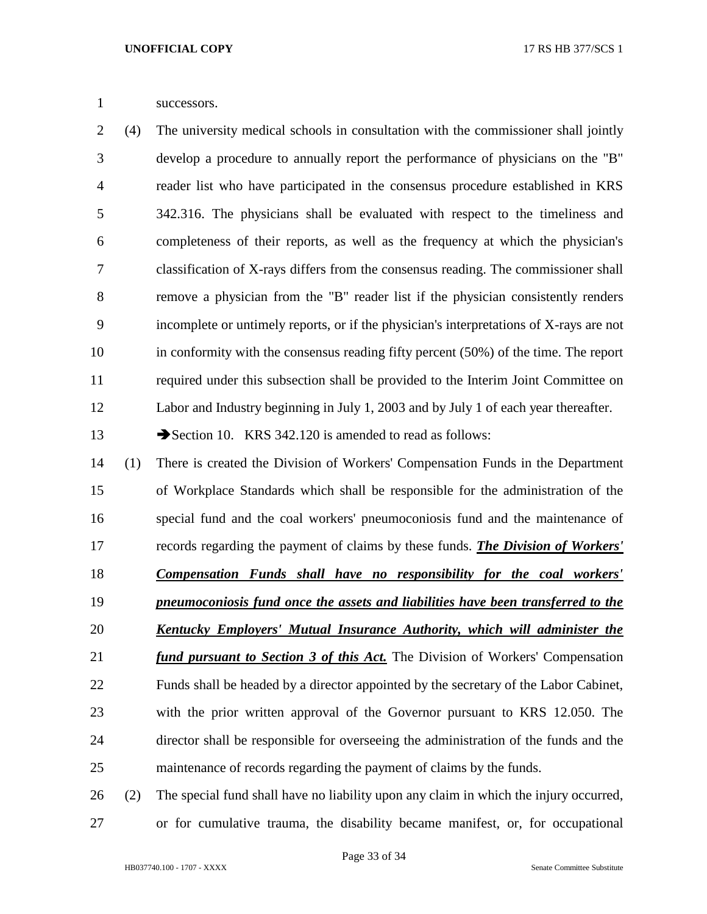successors.

(4) The university medical schools in consultation with the commissioner shall jointly develop a procedure to annually report the performance of physicians on the "B" reader list who have participated in the consensus procedure established in KRS 342.316. The physicians shall be evaluated with respect to the timeliness and completeness of their reports, as well as the frequency at which the physician's classification of X-rays differs from the consensus reading. The commissioner shall remove a physician from the "B" reader list if the physician consistently renders incomplete or untimely reports, or if the physician's interpretations of X-rays are not in conformity with the consensus reading fifty percent (50%) of the time. The report required under this subsection shall be provided to the Interim Joint Committee on Labor and Industry beginning in July 1, 2003 and by July 1 of each year thereafter.

➔Section 10. KRS 342.120 is amended to read as follows:

(1) There is created the Division of Workers' Compensation Funds in the Department of Workplace Standards which shall be responsible for the administration of the special fund and the coal workers' pneumoconiosis fund and the maintenance of records regarding the payment of claims by these funds. ***<u>The Division of Workers' Compensation Funds shall have no responsibility for the coal workers' pneumoconiosis fund once the assets and liabilities have been transferred to the Kentucky Employers' Mutual Insurance Authority, which will administer the fund pursuant to Section 3 of this Act.</u>*** The Division of Workers' Compensation Funds shall be headed by a director appointed by the secretary of the Labor Cabinet, with the prior written approval of the Governor pursuant to KRS 12.050. The director shall be responsible for overseeing the administration of the funds and the maintenance of records regarding the payment of claims by the funds.

(2) The special fund shall have no liability upon any claim in which the injury occurred, or for cumulative trauma, the disability became manifest, or, for occupational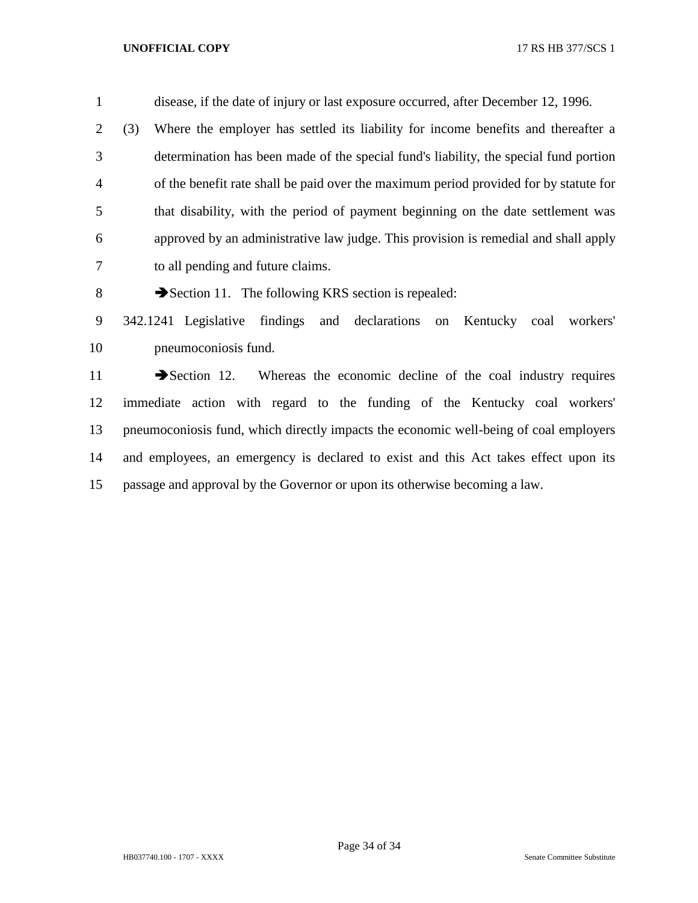disease, if the date of injury or last exposure occurred, after December 12, 1996.

(3) Where the employer has settled its liability for income benefits and thereafter a determination has been made of the special fund's liability, the special fund portion of the benefit rate shall be paid over the maximum period provided for by statute for that disability, with the period of payment beginning on the date settlement was approved by an administrative law judge. This provision is remedial and shall apply to all pending and future claims.

➔Section 11. The following KRS section is repealed:

342.1241 Legislative findings and declarations on Kentucky coal workers' pneumoconiosis fund.

➔Section 12. Whereas the economic decline of the coal industry requires immediate action with regard to the funding of the Kentucky coal workers' pneumoconiosis fund, which directly impacts the economic well-being of coal employers and employees, an emergency is declared to exist and this Act takes effect upon its passage and approval by the Governor or upon its otherwise becoming a law.